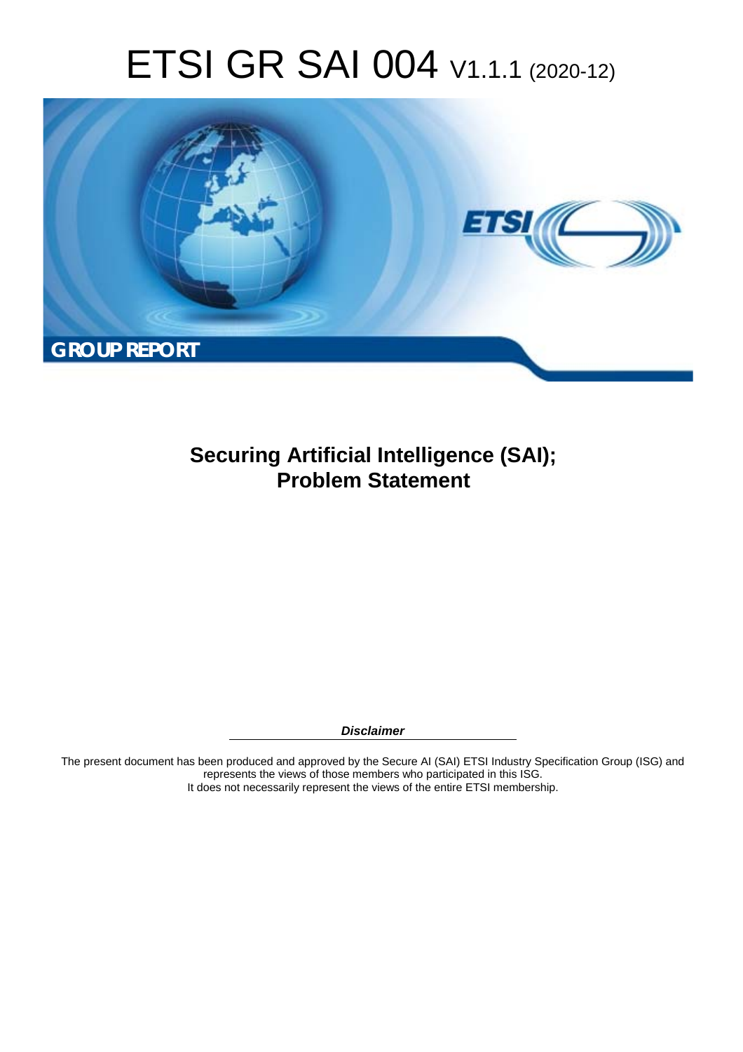# ETSI GR SAI 004 V1.1.1 (2020-12)

**GROUP REPORT**

## Securing Artificial Intelligence (SAI); Problem Statement

***Disclaimer***

The present document has been produced and approved by the Secure AI (SAI) ETSI Industry Specification Group (ISG) and represents the views of those members who participated in this ISG.
It does not necessarily represent the views of the entire ETSI membership.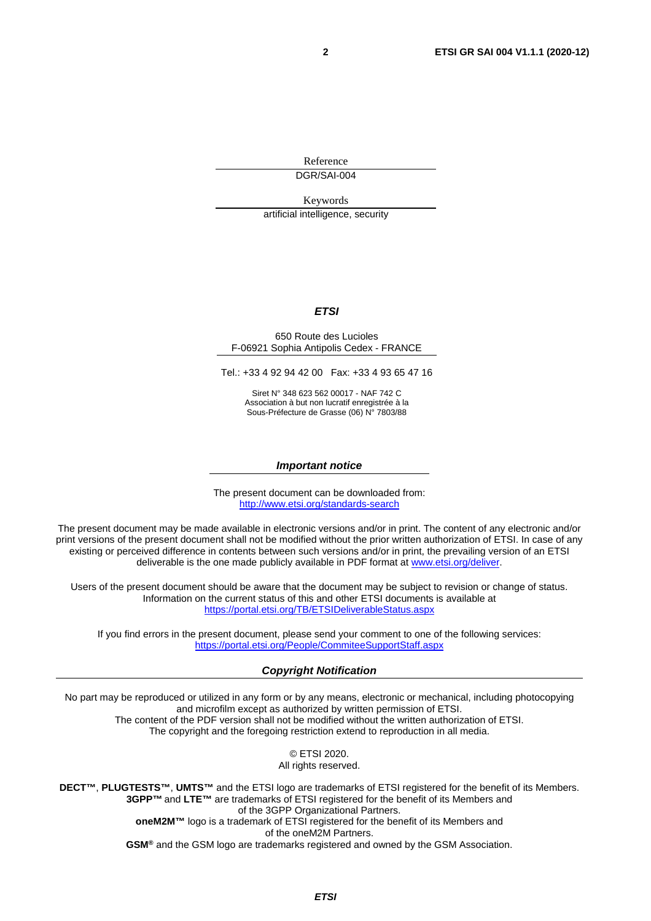Reference

DGR/SAI-004

Keywords

artificial intelligence, security

***ETSI***

650 Route des Lucioles
F-06921 Sophia Antipolis Cedex - FRANCE

Tel.: +33 4 92 94 42 00   Fax: +33 4 93 65 47 16

Siret N° 348 623 562 00017 - NAF 742 C
Association à but non lucratif enregistrée à la
Sous-Préfecture de Grasse (06) N° 7803/88

***Important notice***

The present document can be downloaded from:
http://www.etsi.org/standards-search

The present document may be made available in electronic versions and/or in print. The content of any electronic and/or print versions of the present document shall not be modified without the prior written authorization of ETSI. In case of any existing or perceived difference in contents between such versions and/or in print, the prevailing version of an ETSI deliverable is the one made publicly available in PDF format at www.etsi.org/deliver.

Users of the present document should be aware that the document may be subject to revision or change of status. Information on the current status of this and other ETSI documents is available at
https://portal.etsi.org/TB/ETSIDeliverableStatus.aspx

If you find errors in the present document, please send your comment to one of the following services:
https://portal.etsi.org/People/CommiteeSupportStaff.aspx

***Copyright Notification***

No part may be reproduced or utilized in any form or by any means, electronic or mechanical, including photocopying and microfilm except as authorized by written permission of ETSI.
The content of the PDF version shall not be modified without the written authorization of ETSI.
The copyright and the foregoing restriction extend to reproduction in all media.

© ETSI 2020.
All rights reserved.

**DECT™**, **PLUGTESTS™**, **UMTS™** and the ETSI logo are trademarks of ETSI registered for the benefit of its Members.
**3GPP™** and **LTE™** are trademarks of ETSI registered for the benefit of its Members and of the 3GPP Organizational Partners.
**oneM2M™** logo is a trademark of ETSI registered for the benefit of its Members and of the oneM2M Partners.
**GSM®** and the GSM logo are trademarks registered and owned by the GSM Association.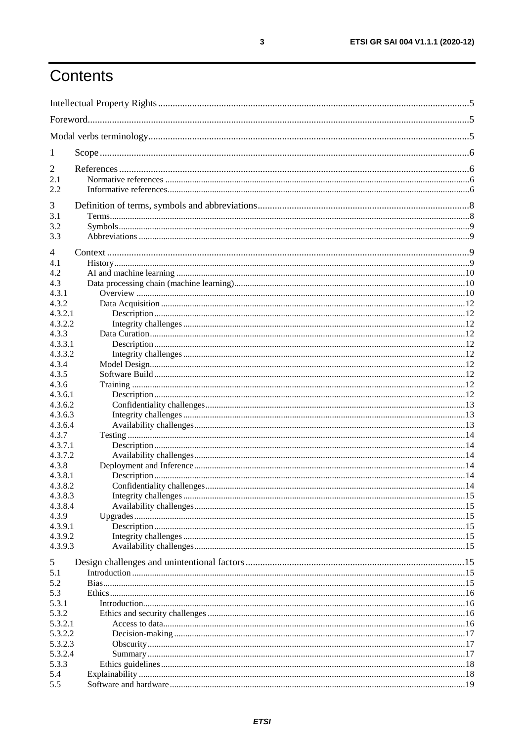# Contents

Intellectual Property Rights ..... 5
Foreword ..... 5
Modal verbs terminology ..... 5

1 Scope ..... 6

2 References ..... 6
2.1 Normative references ..... 6
2.2 Informative references ..... 6

3 Definition of terms, symbols and abbreviations ..... 8
3.1 Terms ..... 8
3.2 Symbols ..... 9
3.3 Abbreviations ..... 9

4 Context ..... 9
4.1 History ..... 9
4.2 AI and machine learning ..... 10
4.3 Data processing chain (machine learning) ..... 10
4.3.1 Overview ..... 10
4.3.2 Data Acquisition ..... 12
4.3.2.1 Description ..... 12
4.3.2.2 Integrity challenges ..... 12
4.3.3 Data Curation ..... 12
4.3.3.1 Description ..... 12
4.3.3.2 Integrity challenges ..... 12
4.3.4 Model Design ..... 12
4.3.5 Software Build ..... 12
4.3.6 Training ..... 12
4.3.6.1 Description ..... 12
4.3.6.2 Confidentiality challenges ..... 13
4.3.6.3 Integrity challenges ..... 13
4.3.6.4 Availability challenges ..... 13
4.3.7 Testing ..... 14
4.3.7.1 Description ..... 14
4.3.7.2 Availability challenges ..... 14
4.3.8 Deployment and Inference ..... 14
4.3.8.1 Description ..... 14
4.3.8.2 Confidentiality challenges ..... 14
4.3.8.3 Integrity challenges ..... 15
4.3.8.4 Availability challenges ..... 15
4.3.9 Upgrades ..... 15
4.3.9.1 Description ..... 15
4.3.9.2 Integrity challenges ..... 15
4.3.9.3 Availability challenges ..... 15

5 Design challenges and unintentional factors ..... 15
5.1 Introduction ..... 15
5.2 Bias ..... 15
5.3 Ethics ..... 16
5.3.1 Introduction ..... 16
5.3.2 Ethics and security challenges ..... 16
5.3.2.1 Access to data ..... 16
5.3.2.2 Decision-making ..... 17
5.3.2.3 Obscurity ..... 17
5.3.2.4 Summary ..... 17
5.3.3 Ethics guidelines ..... 18
5.4 Explainability ..... 18
5.5 Software and hardware ..... 19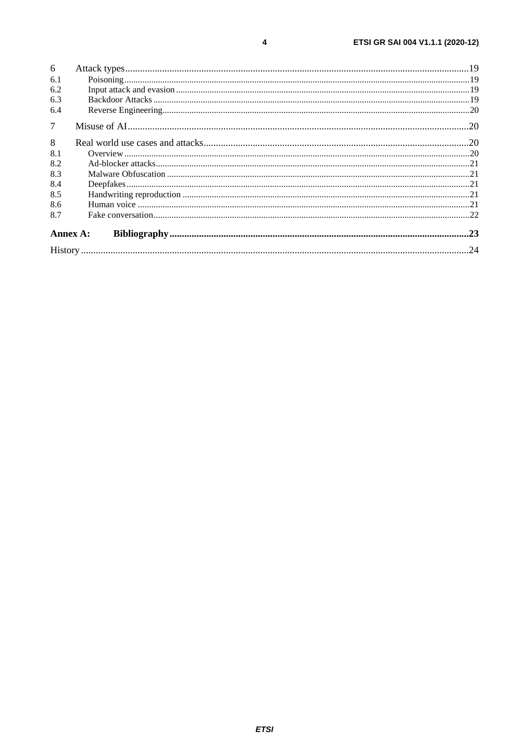6 Attack types ....................................................................................................................................19
6.1 Poisoning ......................................................................................................................................19
6.2 Input attack and evasion ..............................................................................................................19
6.3 Backdoor Attacks .........................................................................................................................19
6.4 Reverse Engineering ....................................................................................................................20

7 Misuse of AI ......................................................................................................................................20

8 Real world use cases and attacks ......................................................................................................20
8.1 Overview ......................................................................................................................................20
8.2 Ad-blocker attacks ........................................................................................................................21
8.3 Malware Obfuscation ...................................................................................................................21
8.4 Deepfakes .....................................................................................................................................21
8.5 Handwriting reproduction ............................................................................................................21
8.6 Human voice ................................................................................................................................21
8.7 Fake conversation .........................................................................................................................22

**Annex A: Bibliography** ......................................................................................................................**23**

History ....................................................................................................................................................24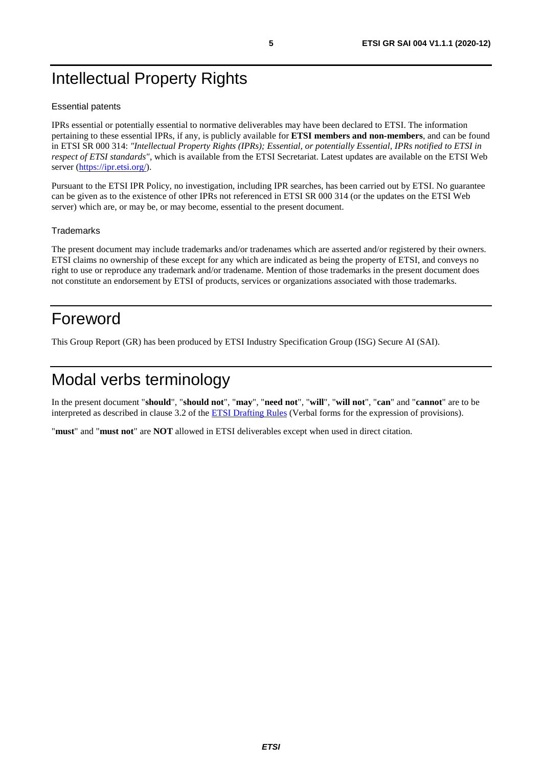# Intellectual Property Rights

### Essential patents

IPRs essential or potentially essential to normative deliverables may have been declared to ETSI. The information pertaining to these essential IPRs, if any, is publicly available for **ETSI members and non-members**, and can be found in ETSI SR 000 314: *"Intellectual Property Rights (IPRs); Essential, or potentially Essential, IPRs notified to ETSI in respect of ETSI standards"*, which is available from the ETSI Secretariat. Latest updates are available on the ETSI Web server (https://ipr.etsi.org/).

Pursuant to the ETSI IPR Policy, no investigation, including IPR searches, has been carried out by ETSI. No guarantee can be given as to the existence of other IPRs not referenced in ETSI SR 000 314 (or the updates on the ETSI Web server) which are, or may be, or may become, essential to the present document.

### Trademarks

The present document may include trademarks and/or tradenames which are asserted and/or registered by their owners. ETSI claims no ownership of these except for any which are indicated as being the property of ETSI, and conveys no right to use or reproduce any trademark and/or tradename. Mention of those trademarks in the present document does not constitute an endorsement by ETSI of products, services or organizations associated with those trademarks.

# Foreword

This Group Report (GR) has been produced by ETSI Industry Specification Group (ISG) Secure AI (SAI).

# Modal verbs terminology

In the present document "**should**", "**should not**", "**may**", "**need not**", "**will**", "**will not**", "**can**" and "**cannot**" are to be interpreted as described in clause 3.2 of the ETSI Drafting Rules (Verbal forms for the expression of provisions).

"**must**" and "**must not**" are **NOT** allowed in ETSI deliverables except when used in direct citation.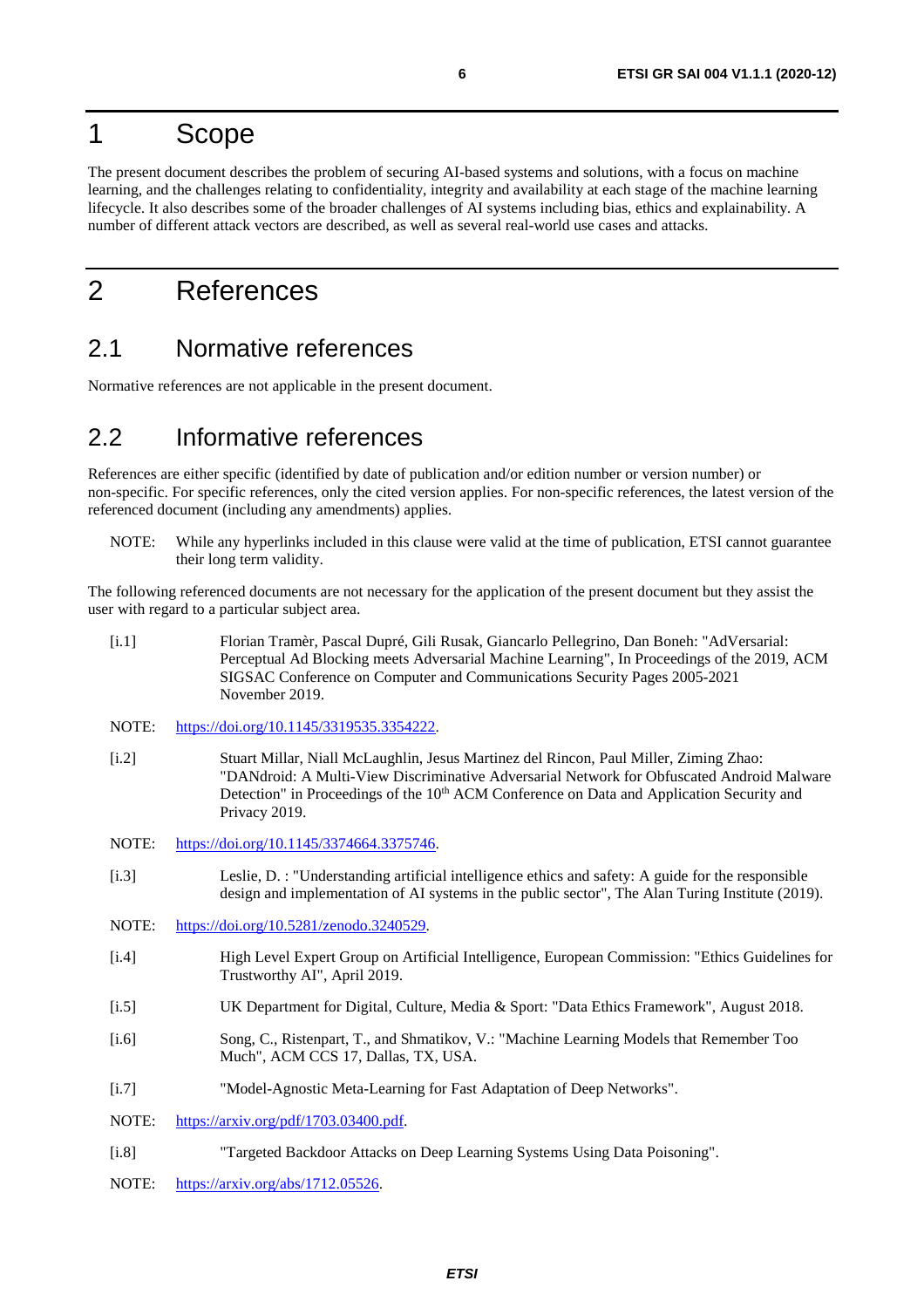# 1 Scope

The present document describes the problem of securing AI-based systems and solutions, with a focus on machine learning, and the challenges relating to confidentiality, integrity and availability at each stage of the machine learning lifecycle. It also describes some of the broader challenges of AI systems including bias, ethics and explainability. A number of different attack vectors are described, as well as several real-world use cases and attacks.

# 2 References

## 2.1 Normative references

Normative references are not applicable in the present document.

## 2.2 Informative references

References are either specific (identified by date of publication and/or edition number or version number) or non-specific. For specific references, only the cited version applies. For non-specific references, the latest version of the referenced document (including any amendments) applies.

NOTE: While any hyperlinks included in this clause were valid at the time of publication, ETSI cannot guarantee their long term validity.

The following referenced documents are not necessary for the application of the present document but they assist the user with regard to a particular subject area.

[i.1] Florian Tramèr, Pascal Dupré, Gili Rusak, Giancarlo Pellegrino, Dan Boneh: "AdVersarial: Perceptual Ad Blocking meets Adversarial Machine Learning", In Proceedings of the 2019, ACM SIGSAC Conference on Computer and Communications Security Pages 2005-2021 November 2019.

NOTE: https://doi.org/10.1145/3319535.3354222.

[i.2] Stuart Millar, Niall McLaughlin, Jesus Martinez del Rincon, Paul Miller, Ziming Zhao: "DANdroid: A Multi-View Discriminative Adversarial Network for Obfuscated Android Malware Detection" in Proceedings of the 10th ACM Conference on Data and Application Security and Privacy 2019.

NOTE: https://doi.org/10.1145/3374664.3375746.

[i.3] Leslie, D. : "Understanding artificial intelligence ethics and safety: A guide for the responsible design and implementation of AI systems in the public sector", The Alan Turing Institute (2019).

NOTE: https://doi.org/10.5281/zenodo.3240529.

[i.4] High Level Expert Group on Artificial Intelligence, European Commission: "Ethics Guidelines for Trustworthy AI", April 2019.

[i.5] UK Department for Digital, Culture, Media & Sport: "Data Ethics Framework", August 2018.

[i.6] Song, C., Ristenpart, T., and Shmatikov, V.: "Machine Learning Models that Remember Too Much", ACM CCS 17, Dallas, TX, USA.

[i.7] "Model-Agnostic Meta-Learning for Fast Adaptation of Deep Networks".

NOTE: https://arxiv.org/pdf/1703.03400.pdf.

[i.8] "Targeted Backdoor Attacks on Deep Learning Systems Using Data Poisoning".

NOTE: https://arxiv.org/abs/1712.05526.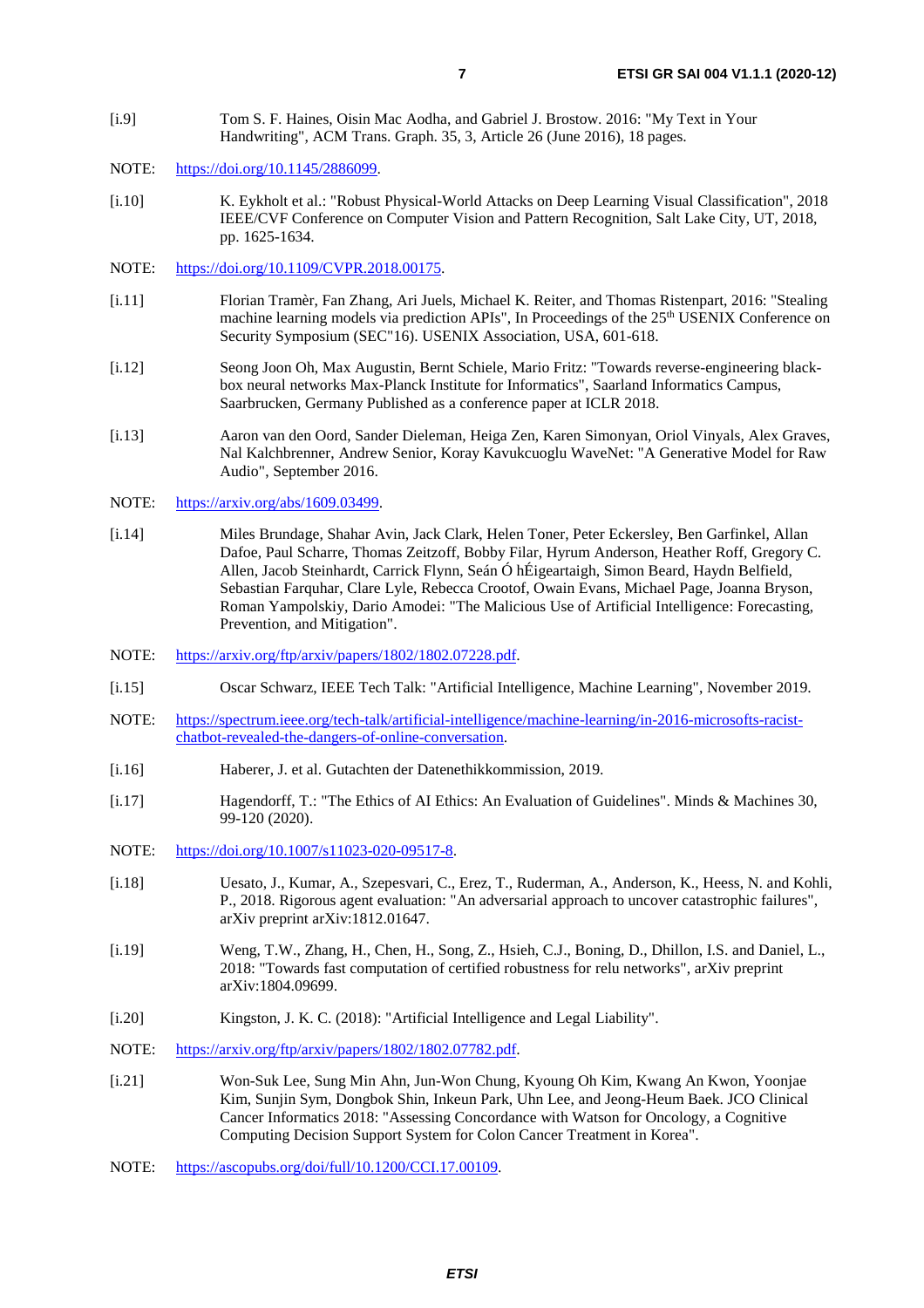[i.9] Tom S. F. Haines, Oisin Mac Aodha, and Gabriel J. Brostow. 2016: "My Text in Your Handwriting", ACM Trans. Graph. 35, 3, Article 26 (June 2016), 18 pages.

NOTE: https://doi.org/10.1145/2886099.

[i.10] K. Eykholt et al.: "Robust Physical-World Attacks on Deep Learning Visual Classification", 2018 IEEE/CVF Conference on Computer Vision and Pattern Recognition, Salt Lake City, UT, 2018, pp. 1625-1634.

NOTE: https://doi.org/10.1109/CVPR.2018.00175.

[i.11] Florian Tramèr, Fan Zhang, Ari Juels, Michael K. Reiter, and Thomas Ristenpart, 2016: "Stealing machine learning models via prediction APIs", In Proceedings of the 25th USENIX Conference on Security Symposium (SEC"16). USENIX Association, USA, 601-618.

[i.12] Seong Joon Oh, Max Augustin, Bernt Schiele, Mario Fritz: "Towards reverse-engineering black-box neural networks Max-Planck Institute for Informatics", Saarland Informatics Campus, Saarbrucken, Germany Published as a conference paper at ICLR 2018.

[i.13] Aaron van den Oord, Sander Dieleman, Heiga Zen, Karen Simonyan, Oriol Vinyals, Alex Graves, Nal Kalchbrenner, Andrew Senior, Koray Kavukcuoglu WaveNet: "A Generative Model for Raw Audio", September 2016.

NOTE: https://arxiv.org/abs/1609.03499.

[i.14] Miles Brundage, Shahar Avin, Jack Clark, Helen Toner, Peter Eckersley, Ben Garfinkel, Allan Dafoe, Paul Scharre, Thomas Zeitzoff, Bobby Filar, Hyrum Anderson, Heather Roff, Gregory C. Allen, Jacob Steinhardt, Carrick Flynn, Seán Ó hÉigeartaigh, Simon Beard, Haydn Belfield, Sebastian Farquhar, Clare Lyle, Rebecca Crootof, Owain Evans, Michael Page, Joanna Bryson, Roman Yampolskiy, Dario Amodei: "The Malicious Use of Artificial Intelligence: Forecasting, Prevention, and Mitigation".

NOTE: https://arxiv.org/ftp/arxiv/papers/1802/1802.07228.pdf.

[i.15] Oscar Schwarz, IEEE Tech Talk: "Artificial Intelligence, Machine Learning", November 2019.

NOTE: https://spectrum.ieee.org/tech-talk/artificial-intelligence/machine-learning/in-2016-microsofts-racist-chatbot-revealed-the-dangers-of-online-conversation.

[i.16] Haberer, J. et al. Gutachten der Datenethikkommission, 2019.

[i.17] Hagendorff, T.: "The Ethics of AI Ethics: An Evaluation of Guidelines". Minds & Machines 30, 99-120 (2020).

NOTE: https://doi.org/10.1007/s11023-020-09517-8.

[i.18] Uesato, J., Kumar, A., Szepesvari, C., Erez, T., Ruderman, A., Anderson, K., Heess, N. and Kohli, P., 2018. Rigorous agent evaluation: "An adversarial approach to uncover catastrophic failures", arXiv preprint arXiv:1812.01647.

[i.19] Weng, T.W., Zhang, H., Chen, H., Song, Z., Hsieh, C.J., Boning, D., Dhillon, I.S. and Daniel, L., 2018: "Towards fast computation of certified robustness for relu networks", arXiv preprint arXiv:1804.09699.

[i.20] Kingston, J. K. C. (2018): "Artificial Intelligence and Legal Liability".

NOTE: https://arxiv.org/ftp/arxiv/papers/1802/1802.07782.pdf.

[i.21] Won-Suk Lee, Sung Min Ahn, Jun-Won Chung, Kyoung Oh Kim, Kwang An Kwon, Yoonjae Kim, Sunjin Sym, Dongbok Shin, Inkeun Park, Uhn Lee, and Jeong-Heum Baek. JCO Clinical Cancer Informatics 2018: "Assessing Concordance with Watson for Oncology, a Cognitive Computing Decision Support System for Colon Cancer Treatment in Korea".

NOTE: https://ascopubs.org/doi/full/10.1200/CCI.17.00109.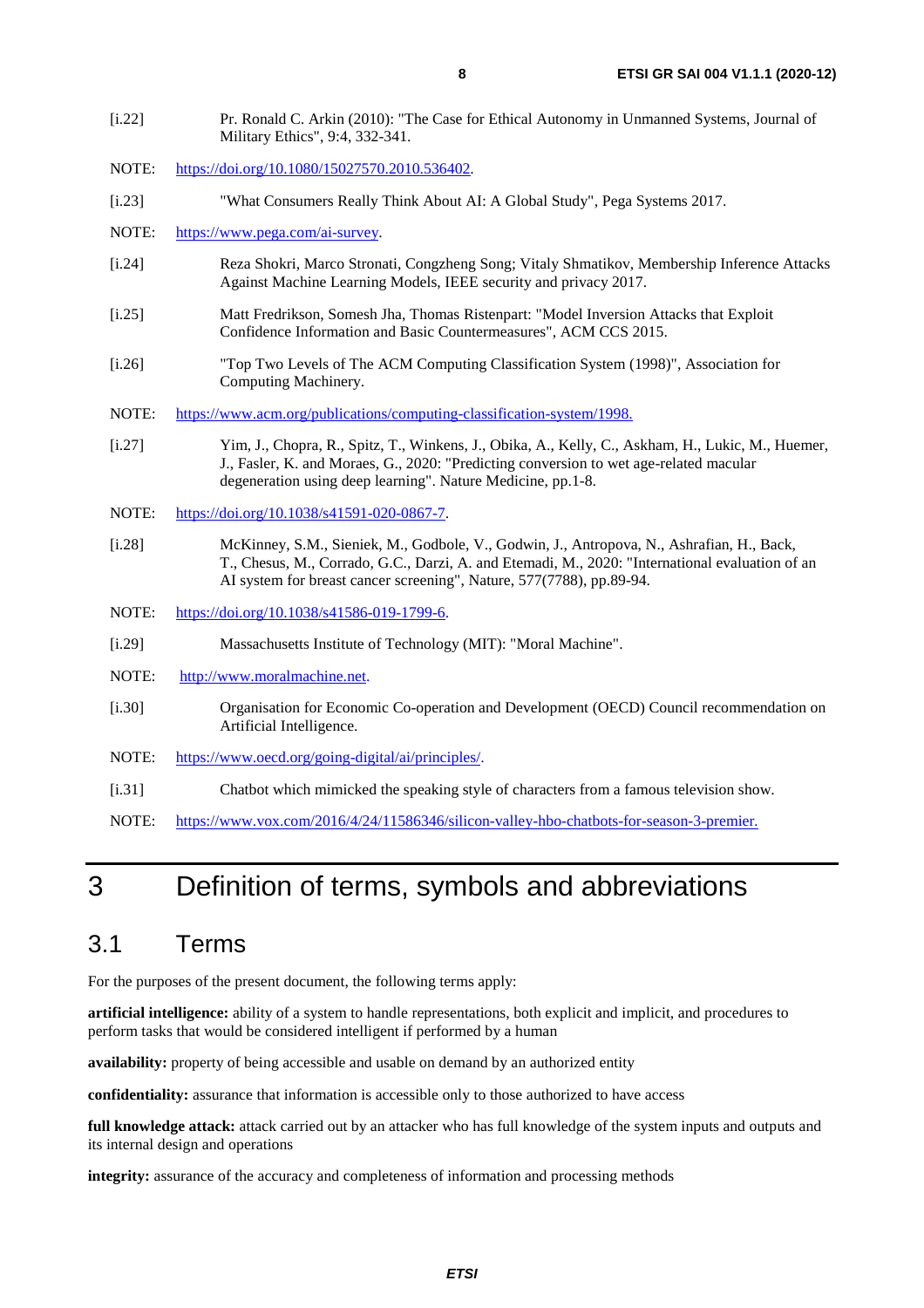[i.22] Pr. Ronald C. Arkin (2010): "The Case for Ethical Autonomy in Unmanned Systems, Journal of Military Ethics", 9:4, 332-341.

NOTE: https://doi.org/10.1080/15027570.2010.536402.

[i.23] "What Consumers Really Think About AI: A Global Study", Pega Systems 2017.

NOTE: https://www.pega.com/ai-survey.

[i.24] Reza Shokri, Marco Stronati, Congzheng Song; Vitaly Shmatikov, Membership Inference Attacks Against Machine Learning Models, IEEE security and privacy 2017.

[i.25] Matt Fredrikson, Somesh Jha, Thomas Ristenpart: "Model Inversion Attacks that Exploit Confidence Information and Basic Countermeasures", ACM CCS 2015.

[i.26] "Top Two Levels of The ACM Computing Classification System (1998)", Association for Computing Machinery.

NOTE: https://www.acm.org/publications/computing-classification-system/1998.

[i.27] Yim, J., Chopra, R., Spitz, T., Winkens, J., Obika, A., Kelly, C., Askham, H., Lukic, M., Huemer, J., Fasler, K. and Moraes, G., 2020: "Predicting conversion to wet age-related macular degeneration using deep learning". Nature Medicine, pp.1-8.

NOTE: https://doi.org/10.1038/s41591-020-0867-7.

[i.28] McKinney, S.M., Sieniek, M., Godbole, V., Godwin, J., Antropova, N., Ashrafian, H., Back, T., Chesus, M., Corrado, G.C., Darzi, A. and Etemadi, M., 2020: "International evaluation of an AI system for breast cancer screening", Nature, 577(7788), pp.89-94.

NOTE: https://doi.org/10.1038/s41586-019-1799-6.

[i.29] Massachusetts Institute of Technology (MIT): "Moral Machine".

NOTE: http://www.moralmachine.net.

[i.30] Organisation for Economic Co-operation and Development (OECD) Council recommendation on Artificial Intelligence.

NOTE: https://www.oecd.org/going-digital/ai/principles/.

[i.31] Chatbot which mimicked the speaking style of characters from a famous television show.

NOTE: https://www.vox.com/2016/4/24/11586346/silicon-valley-hbo-chatbots-for-season-3-premier.

# 3 Definition of terms, symbols and abbreviations

## 3.1 Terms

For the purposes of the present document, the following terms apply:

**artificial intelligence:** ability of a system to handle representations, both explicit and implicit, and procedures to perform tasks that would be considered intelligent if performed by a human

**availability:** property of being accessible and usable on demand by an authorized entity

**confidentiality:** assurance that information is accessible only to those authorized to have access

**full knowledge attack:** attack carried out by an attacker who has full knowledge of the system inputs and outputs and its internal design and operations

**integrity:** assurance of the accuracy and completeness of information and processing methods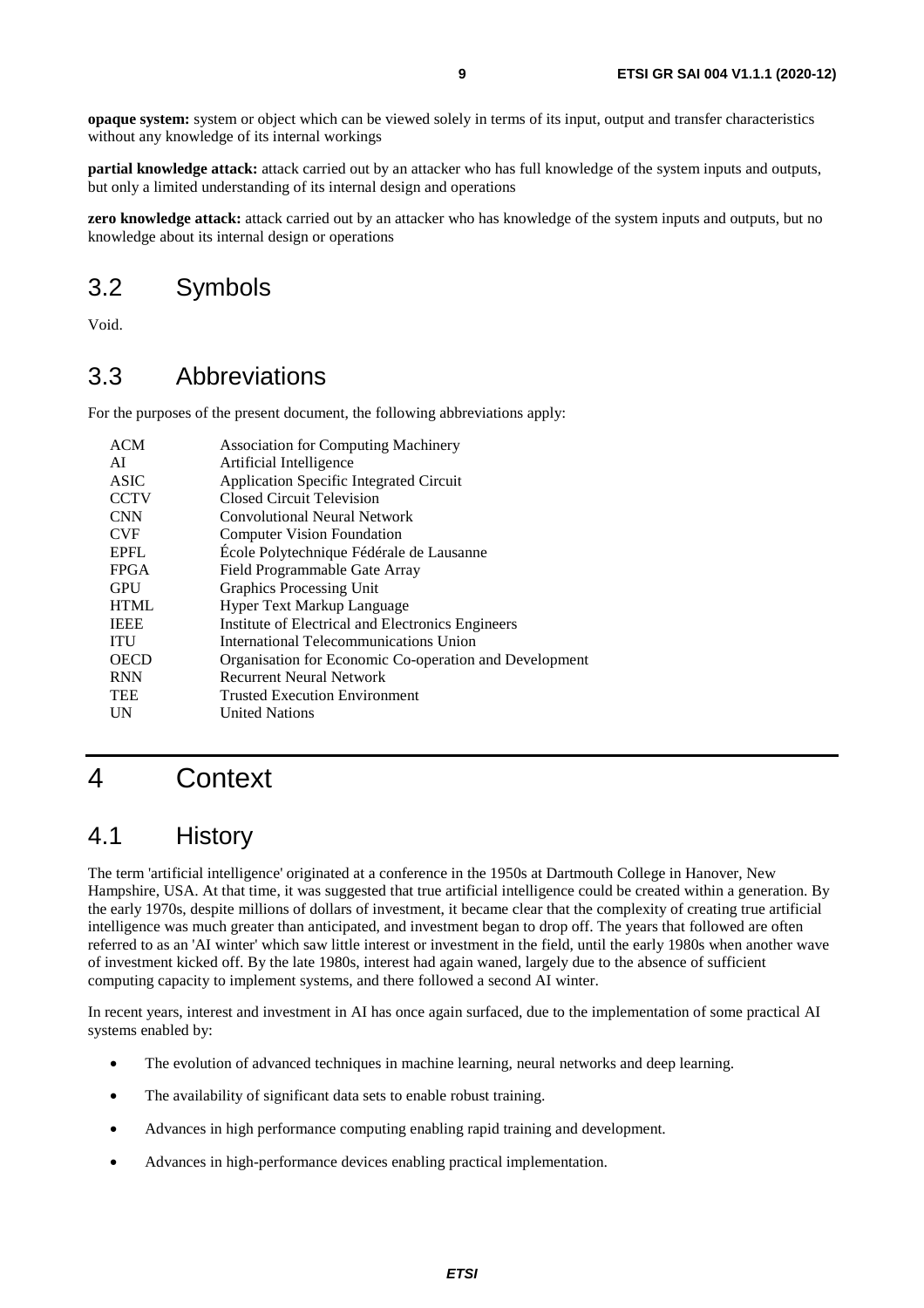**opaque system:** system or object which can be viewed solely in terms of its input, output and transfer characteristics without any knowledge of its internal workings

**partial knowledge attack:** attack carried out by an attacker who has full knowledge of the system inputs and outputs, but only a limited understanding of its internal design and operations

**zero knowledge attack:** attack carried out by an attacker who has knowledge of the system inputs and outputs, but no knowledge about its internal design or operations

## 3.2 Symbols

Void.

## 3.3 Abbreviations

For the purposes of the present document, the following abbreviations apply:

| | |
|---|---|
| ACM | Association for Computing Machinery |
| AI | Artificial Intelligence |
| ASIC | Application Specific Integrated Circuit |
| CCTV | Closed Circuit Television |
| CNN | Convolutional Neural Network |
| CVF | Computer Vision Foundation |
| EPFL | École Polytechnique Fédérale de Lausanne |
| FPGA | Field Programmable Gate Array |
| GPU | Graphics Processing Unit |
| HTML | Hyper Text Markup Language |
| IEEE | Institute of Electrical and Electronics Engineers |
| ITU | International Telecommunications Union |
| OECD | Organisation for Economic Co-operation and Development |
| RNN | Recurrent Neural Network |
| TEE | Trusted Execution Environment |
| UN | United Nations |

# 4 Context

## 4.1 History

The term 'artificial intelligence' originated at a conference in the 1950s at Dartmouth College in Hanover, New Hampshire, USA. At that time, it was suggested that true artificial intelligence could be created within a generation. By the early 1970s, despite millions of dollars of investment, it became clear that the complexity of creating true artificial intelligence was much greater than anticipated, and investment began to drop off. The years that followed are often referred to as an 'AI winter' which saw little interest or investment in the field, until the early 1980s when another wave of investment kicked off. By the late 1980s, interest had again waned, largely due to the absence of sufficient computing capacity to implement systems, and there followed a second AI winter.

In recent years, interest and investment in AI has once again surfaced, due to the implementation of some practical AI systems enabled by:

- The evolution of advanced techniques in machine learning, neural networks and deep learning.
- The availability of significant data sets to enable robust training.
- Advances in high performance computing enabling rapid training and development.
- Advances in high-performance devices enabling practical implementation.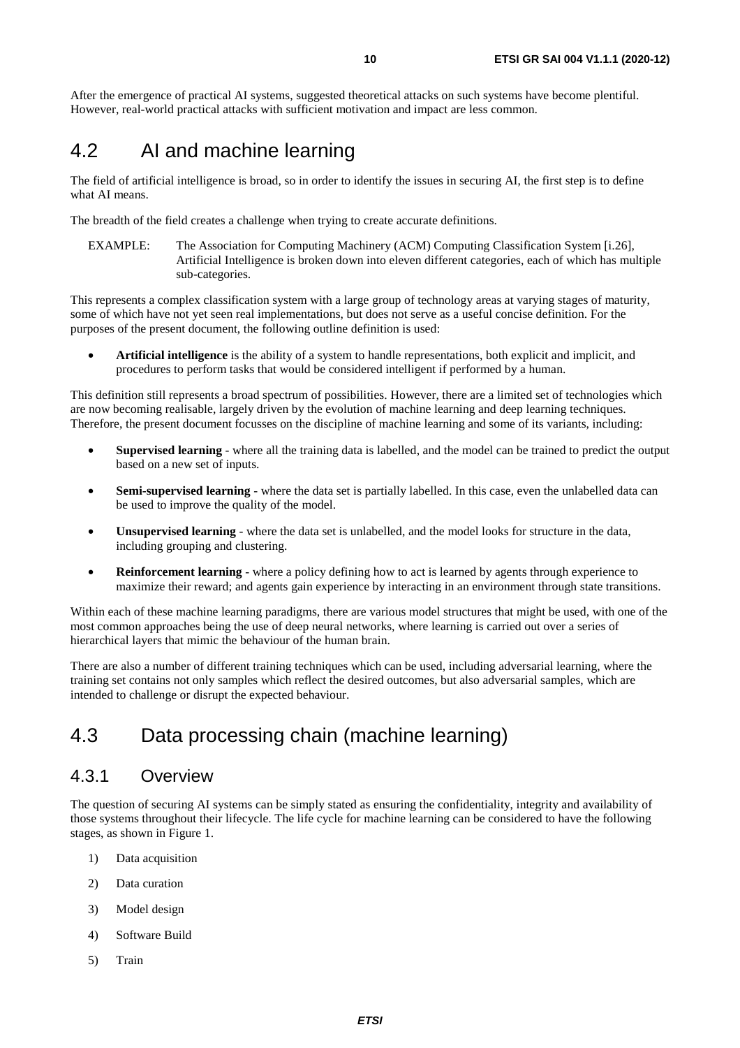After the emergence of practical AI systems, suggested theoretical attacks on such systems have become plentiful. However, real-world practical attacks with sufficient motivation and impact are less common.

## 4.2 AI and machine learning

The field of artificial intelligence is broad, so in order to identify the issues in securing AI, the first step is to define what AI means.

The breadth of the field creates a challenge when trying to create accurate definitions.

EXAMPLE: The Association for Computing Machinery (ACM) Computing Classification System [i.26], Artificial Intelligence is broken down into eleven different categories, each of which has multiple sub-categories.

This represents a complex classification system with a large group of technology areas at varying stages of maturity, some of which have not yet seen real implementations, but does not serve as a useful concise definition. For the purposes of the present document, the following outline definition is used:

- **Artificial intelligence** is the ability of a system to handle representations, both explicit and implicit, and procedures to perform tasks that would be considered intelligent if performed by a human.

This definition still represents a broad spectrum of possibilities. However, there are a limited set of technologies which are now becoming realisable, largely driven by the evolution of machine learning and deep learning techniques. Therefore, the present document focusses on the discipline of machine learning and some of its variants, including:

- **Supervised learning** - where all the training data is labelled, and the model can be trained to predict the output based on a new set of inputs.
- **Semi-supervised learning** - where the data set is partially labelled. In this case, even the unlabelled data can be used to improve the quality of the model.
- **Unsupervised learning** - where the data set is unlabelled, and the model looks for structure in the data, including grouping and clustering.
- **Reinforcement learning** - where a policy defining how to act is learned by agents through experience to maximize their reward; and agents gain experience by interacting in an environment through state transitions.

Within each of these machine learning paradigms, there are various model structures that might be used, with one of the most common approaches being the use of deep neural networks, where learning is carried out over a series of hierarchical layers that mimic the behaviour of the human brain.

There are also a number of different training techniques which can be used, including adversarial learning, where the training set contains not only samples which reflect the desired outcomes, but also adversarial samples, which are intended to challenge or disrupt the expected behaviour.

## 4.3 Data processing chain (machine learning)

### 4.3.1 Overview

The question of securing AI systems can be simply stated as ensuring the confidentiality, integrity and availability of those systems throughout their lifecycle. The life cycle for machine learning can be considered to have the following stages, as shown in Figure 1.

1) Data acquisition
2) Data curation
3) Model design
4) Software Build
5) Train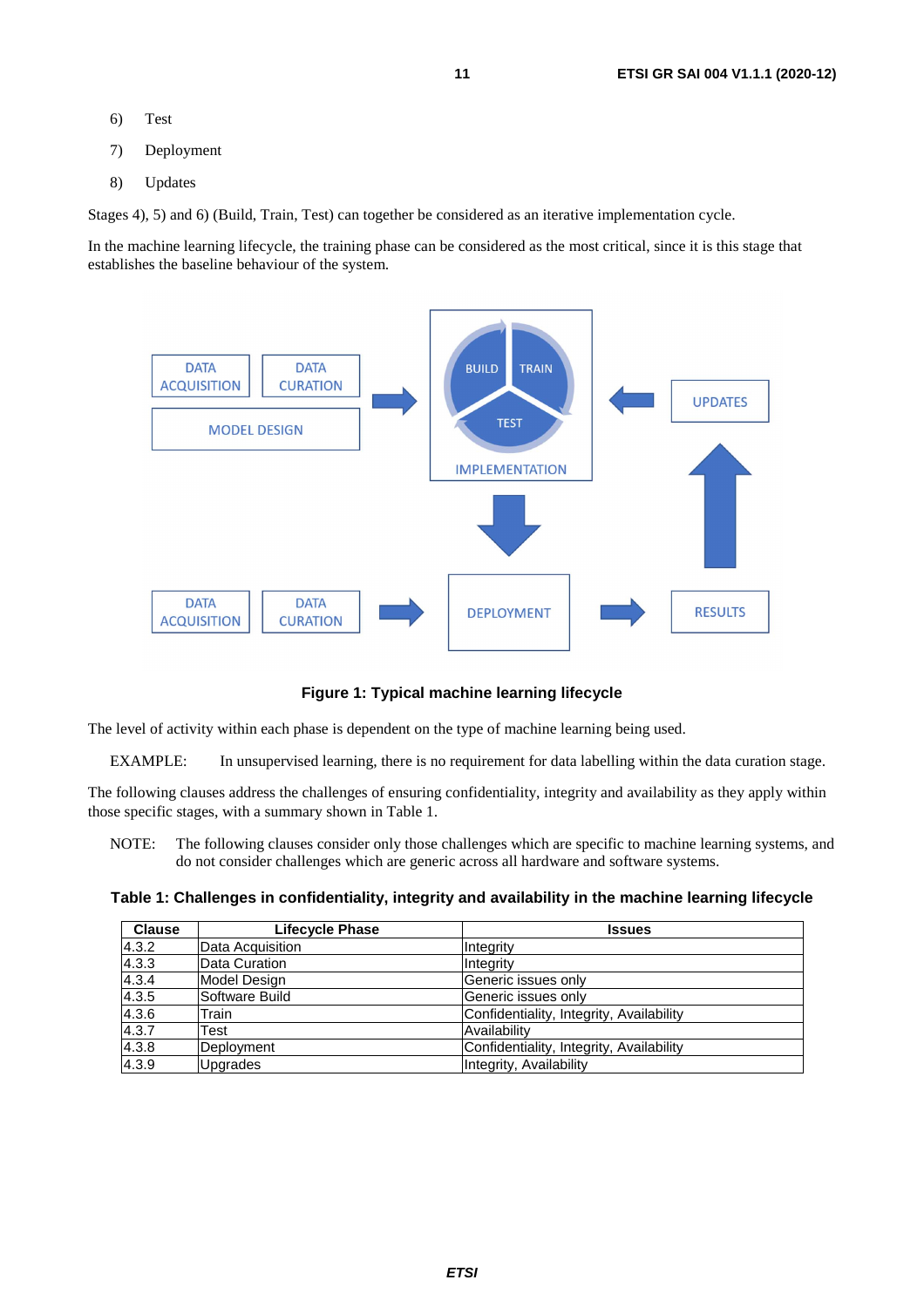6) Test

7) Deployment

8) Updates

Stages 4), 5) and 6) (Build, Train, Test) can together be considered as an iterative implementation cycle.

In the machine learning lifecycle, the training phase can be considered as the most critical, since it is this stage that establishes the baseline behaviour of the system.

**Figure 1: Typical machine learning lifecycle**

The level of activity within each phase is dependent on the type of machine learning being used.

EXAMPLE: In unsupervised learning, there is no requirement for data labelling within the data curation stage.

The following clauses address the challenges of ensuring confidentiality, integrity and availability as they apply within those specific stages, with a summary shown in Table 1.

NOTE: The following clauses consider only those challenges which are specific to machine learning systems, and do not consider challenges which are generic across all hardware and software systems.

**Table 1: Challenges in confidentiality, integrity and availability in the machine learning lifecycle**

| Clause | Lifecycle Phase | Issues |
|---|---|---|
| 4.3.2 | Data Acquisition | Integrity |
| 4.3.3 | Data Curation | Integrity |
| 4.3.4 | Model Design | Generic issues only |
| 4.3.5 | Software Build | Generic issues only |
| 4.3.6 | Train | Confidentiality, Integrity, Availability |
| 4.3.7 | Test | Availability |
| 4.3.8 | Deployment | Confidentiality, Integrity, Availability |
| 4.3.9 | Upgrades | Integrity, Availability |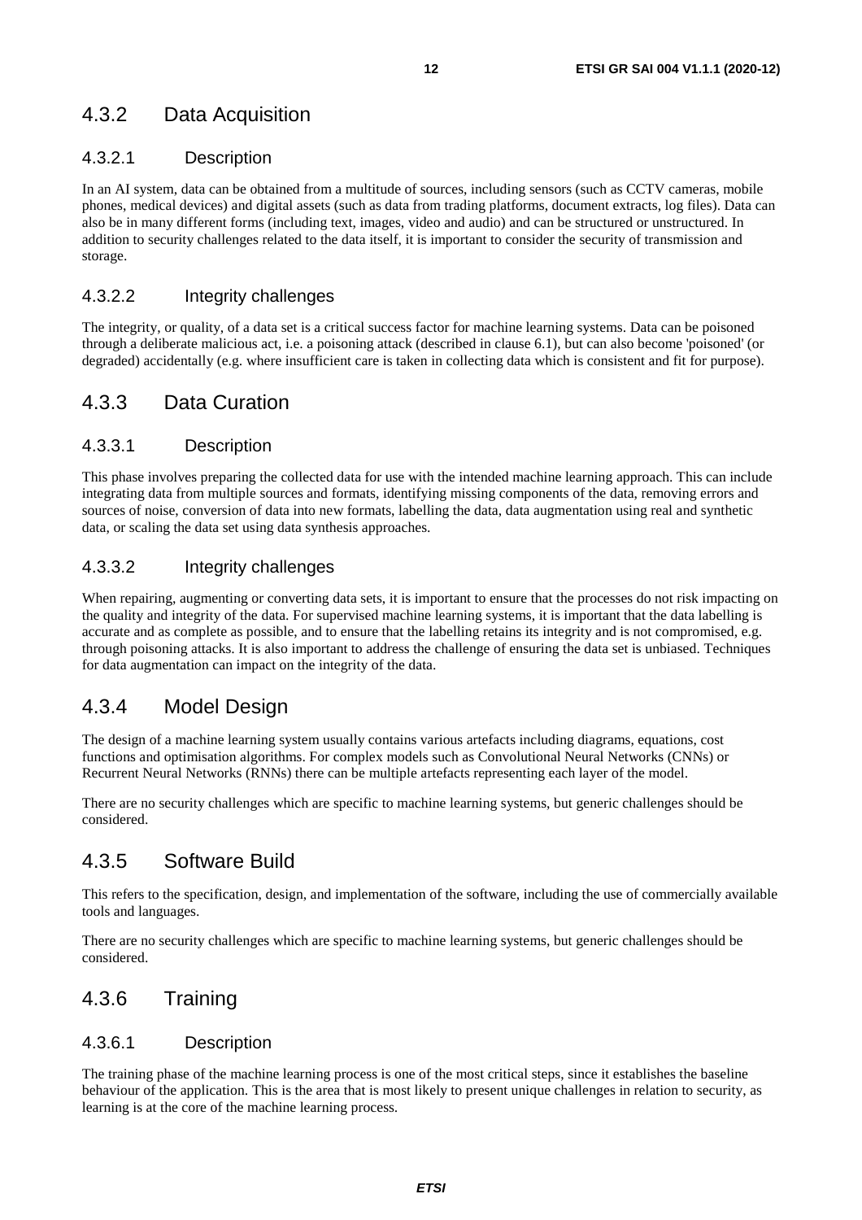### 4.3.2 Data Acquisition

#### 4.3.2.1 Description

In an AI system, data can be obtained from a multitude of sources, including sensors (such as CCTV cameras, mobile phones, medical devices) and digital assets (such as data from trading platforms, document extracts, log files). Data can also be in many different forms (including text, images, video and audio) and can be structured or unstructured. In addition to security challenges related to the data itself, it is important to consider the security of transmission and storage.

#### 4.3.2.2 Integrity challenges

The integrity, or quality, of a data set is a critical success factor for machine learning systems. Data can be poisoned through a deliberate malicious act, i.e. a poisoning attack (described in clause 6.1), but can also become 'poisoned' (or degraded) accidentally (e.g. where insufficient care is taken in collecting data which is consistent and fit for purpose).

### 4.3.3 Data Curation

#### 4.3.3.1 Description

This phase involves preparing the collected data for use with the intended machine learning approach. This can include integrating data from multiple sources and formats, identifying missing components of the data, removing errors and sources of noise, conversion of data into new formats, labelling the data, data augmentation using real and synthetic data, or scaling the data set using data synthesis approaches.

#### 4.3.3.2 Integrity challenges

When repairing, augmenting or converting data sets, it is important to ensure that the processes do not risk impacting on the quality and integrity of the data. For supervised machine learning systems, it is important that the data labelling is accurate and as complete as possible, and to ensure that the labelling retains its integrity and is not compromised, e.g. through poisoning attacks. It is also important to address the challenge of ensuring the data set is unbiased. Techniques for data augmentation can impact on the integrity of the data.

### 4.3.4 Model Design

The design of a machine learning system usually contains various artefacts including diagrams, equations, cost functions and optimisation algorithms. For complex models such as Convolutional Neural Networks (CNNs) or Recurrent Neural Networks (RNNs) there can be multiple artefacts representing each layer of the model.

There are no security challenges which are specific to machine learning systems, but generic challenges should be considered.

### 4.3.5 Software Build

This refers to the specification, design, and implementation of the software, including the use of commercially available tools and languages.

There are no security challenges which are specific to machine learning systems, but generic challenges should be considered.

### 4.3.6 Training

#### 4.3.6.1 Description

The training phase of the machine learning process is one of the most critical steps, since it establishes the baseline behaviour of the application. This is the area that is most likely to present unique challenges in relation to security, as learning is at the core of the machine learning process.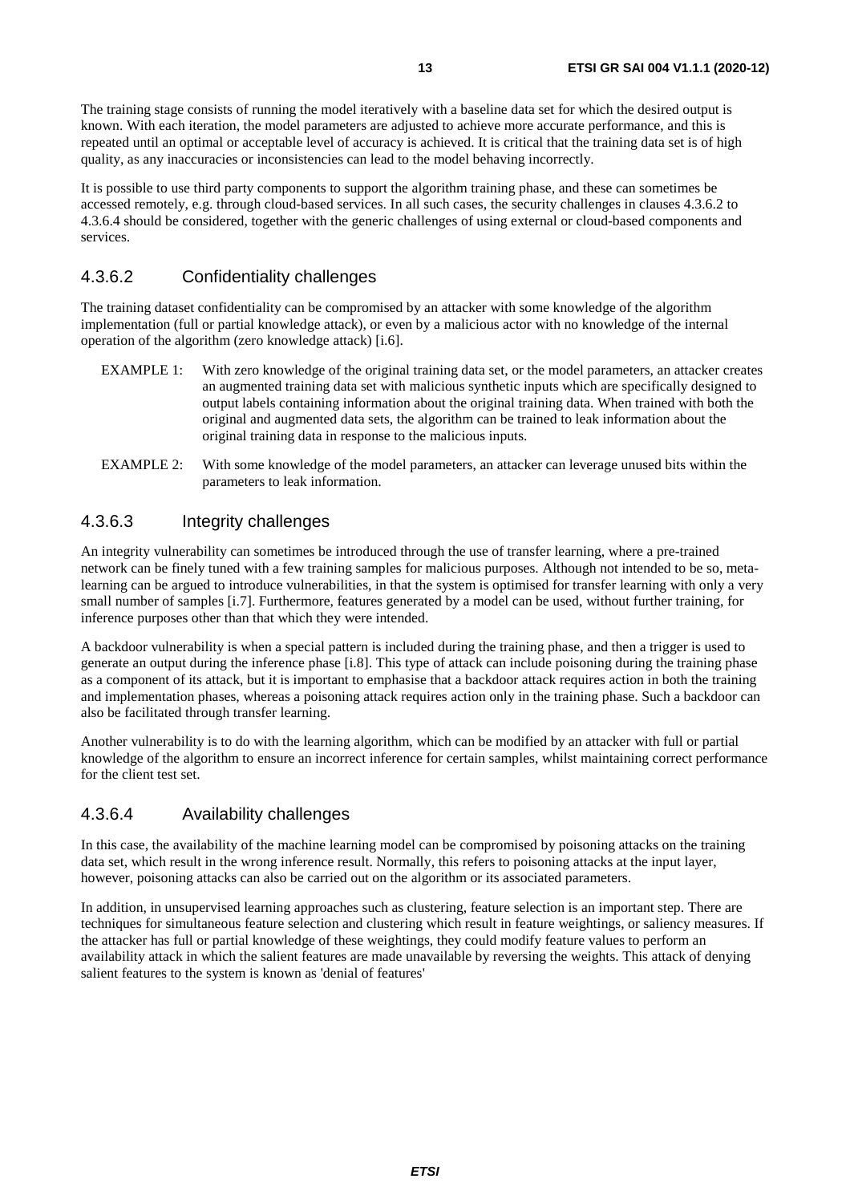The training stage consists of running the model iteratively with a baseline data set for which the desired output is known. With each iteration, the model parameters are adjusted to achieve more accurate performance, and this is repeated until an optimal or acceptable level of accuracy is achieved. It is critical that the training data set is of high quality, as any inaccuracies or inconsistencies can lead to the model behaving incorrectly.

It is possible to use third party components to support the algorithm training phase, and these can sometimes be accessed remotely, e.g. through cloud-based services. In all such cases, the security challenges in clauses 4.3.6.2 to 4.3.6.4 should be considered, together with the generic challenges of using external or cloud-based components and services.

#### 4.3.6.2 Confidentiality challenges

The training dataset confidentiality can be compromised by an attacker with some knowledge of the algorithm implementation (full or partial knowledge attack), or even by a malicious actor with no knowledge of the internal operation of the algorithm (zero knowledge attack) [i.6].

EXAMPLE 1: With zero knowledge of the original training data set, or the model parameters, an attacker creates an augmented training data set with malicious synthetic inputs which are specifically designed to output labels containing information about the original training data. When trained with both the original and augmented data sets, the algorithm can be trained to leak information about the original training data in response to the malicious inputs.

EXAMPLE 2: With some knowledge of the model parameters, an attacker can leverage unused bits within the parameters to leak information.

#### 4.3.6.3 Integrity challenges

An integrity vulnerability can sometimes be introduced through the use of transfer learning, where a pre-trained network can be finely tuned with a few training samples for malicious purposes. Although not intended to be so, meta-learning can be argued to introduce vulnerabilities, in that the system is optimised for transfer learning with only a very small number of samples [i.7]. Furthermore, features generated by a model can be used, without further training, for inference purposes other than that which they were intended.

A backdoor vulnerability is when a special pattern is included during the training phase, and then a trigger is used to generate an output during the inference phase [i.8]. This type of attack can include poisoning during the training phase as a component of its attack, but it is important to emphasise that a backdoor attack requires action in both the training and implementation phases, whereas a poisoning attack requires action only in the training phase. Such a backdoor can also be facilitated through transfer learning.

Another vulnerability is to do with the learning algorithm, which can be modified by an attacker with full or partial knowledge of the algorithm to ensure an incorrect inference for certain samples, whilst maintaining correct performance for the client test set.

#### 4.3.6.4 Availability challenges

In this case, the availability of the machine learning model can be compromised by poisoning attacks on the training data set, which result in the wrong inference result. Normally, this refers to poisoning attacks at the input layer, however, poisoning attacks can also be carried out on the algorithm or its associated parameters.

In addition, in unsupervised learning approaches such as clustering, feature selection is an important step. There are techniques for simultaneous feature selection and clustering which result in feature weightings, or saliency measures. If the attacker has full or partial knowledge of these weightings, they could modify feature values to perform an availability attack in which the salient features are made unavailable by reversing the weights. This attack of denying salient features to the system is known as 'denial of features'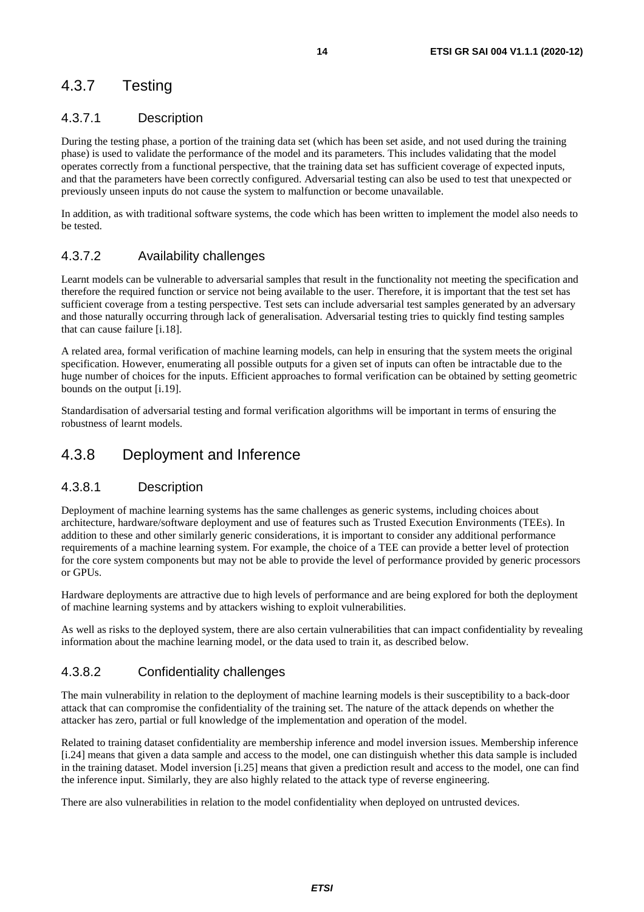### 4.3.7 Testing

#### 4.3.7.1 Description

During the testing phase, a portion of the training data set (which has been set aside, and not used during the training phase) is used to validate the performance of the model and its parameters. This includes validating that the model operates correctly from a functional perspective, that the training data set has sufficient coverage of expected inputs, and that the parameters have been correctly configured. Adversarial testing can also be used to test that unexpected or previously unseen inputs do not cause the system to malfunction or become unavailable.

In addition, as with traditional software systems, the code which has been written to implement the model also needs to be tested.

#### 4.3.7.2 Availability challenges

Learnt models can be vulnerable to adversarial samples that result in the functionality not meeting the specification and therefore the required function or service not being available to the user. Therefore, it is important that the test set has sufficient coverage from a testing perspective. Test sets can include adversarial test samples generated by an adversary and those naturally occurring through lack of generalisation. Adversarial testing tries to quickly find testing samples that can cause failure [i.18].

A related area, formal verification of machine learning models, can help in ensuring that the system meets the original specification. However, enumerating all possible outputs for a given set of inputs can often be intractable due to the huge number of choices for the inputs. Efficient approaches to formal verification can be obtained by setting geometric bounds on the output [i.19].

Standardisation of adversarial testing and formal verification algorithms will be important in terms of ensuring the robustness of learnt models.

### 4.3.8 Deployment and Inference

#### 4.3.8.1 Description

Deployment of machine learning systems has the same challenges as generic systems, including choices about architecture, hardware/software deployment and use of features such as Trusted Execution Environments (TEEs). In addition to these and other similarly generic considerations, it is important to consider any additional performance requirements of a machine learning system. For example, the choice of a TEE can provide a better level of protection for the core system components but may not be able to provide the level of performance provided by generic processors or GPUs.

Hardware deployments are attractive due to high levels of performance and are being explored for both the deployment of machine learning systems and by attackers wishing to exploit vulnerabilities.

As well as risks to the deployed system, there are also certain vulnerabilities that can impact confidentiality by revealing information about the machine learning model, or the data used to train it, as described below.

#### 4.3.8.2 Confidentiality challenges

The main vulnerability in relation to the deployment of machine learning models is their susceptibility to a back-door attack that can compromise the confidentiality of the training set. The nature of the attack depends on whether the attacker has zero, partial or full knowledge of the implementation and operation of the model.

Related to training dataset confidentiality are membership inference and model inversion issues. Membership inference [i.24] means that given a data sample and access to the model, one can distinguish whether this data sample is included in the training dataset. Model inversion [i.25] means that given a prediction result and access to the model, one can find the inference input. Similarly, they are also highly related to the attack type of reverse engineering.

There are also vulnerabilities in relation to the model confidentiality when deployed on untrusted devices.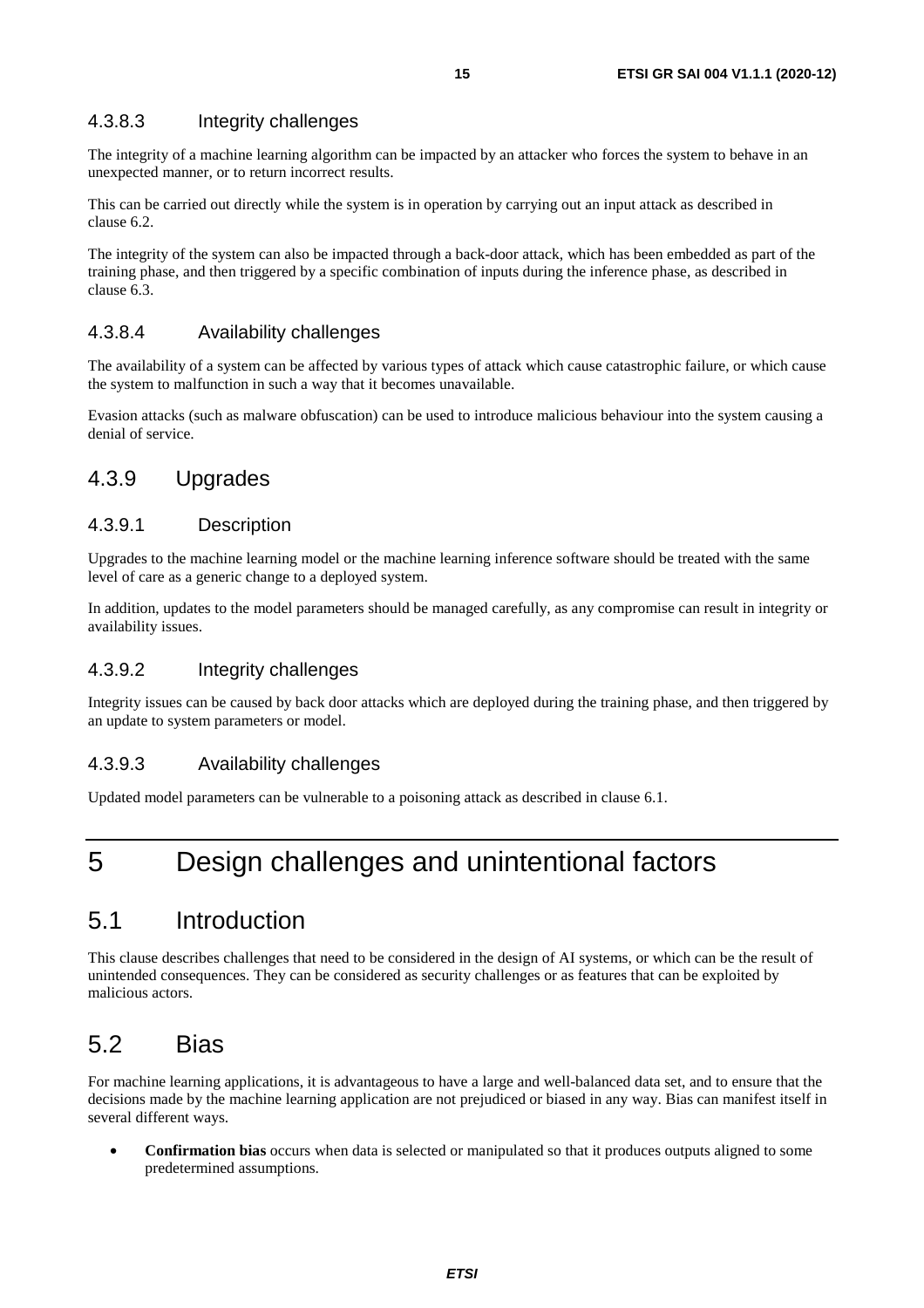#### 4.3.8.3 Integrity challenges

The integrity of a machine learning algorithm can be impacted by an attacker who forces the system to behave in an unexpected manner, or to return incorrect results.

This can be carried out directly while the system is in operation by carrying out an input attack as described in clause 6.2.

The integrity of the system can also be impacted through a back-door attack, which has been embedded as part of the training phase, and then triggered by a specific combination of inputs during the inference phase, as described in clause 6.3.

#### 4.3.8.4 Availability challenges

The availability of a system can be affected by various types of attack which cause catastrophic failure, or which cause the system to malfunction in such a way that it becomes unavailable.

Evasion attacks (such as malware obfuscation) can be used to introduce malicious behaviour into the system causing a denial of service.

### 4.3.9 Upgrades

#### 4.3.9.1 Description

Upgrades to the machine learning model or the machine learning inference software should be treated with the same level of care as a generic change to a deployed system.

In addition, updates to the model parameters should be managed carefully, as any compromise can result in integrity or availability issues.

#### 4.3.9.2 Integrity challenges

Integrity issues can be caused by back door attacks which are deployed during the training phase, and then triggered by an update to system parameters or model.

#### 4.3.9.3 Availability challenges

Updated model parameters can be vulnerable to a poisoning attack as described in clause 6.1.

# 5 Design challenges and unintentional factors

## 5.1 Introduction

This clause describes challenges that need to be considered in the design of AI systems, or which can be the result of unintended consequences. They can be considered as security challenges or as features that can be exploited by malicious actors.

## 5.2 Bias

For machine learning applications, it is advantageous to have a large and well-balanced data set, and to ensure that the decisions made by the machine learning application are not prejudiced or biased in any way. Bias can manifest itself in several different ways.

- **Confirmation bias** occurs when data is selected or manipulated so that it produces outputs aligned to some predetermined assumptions.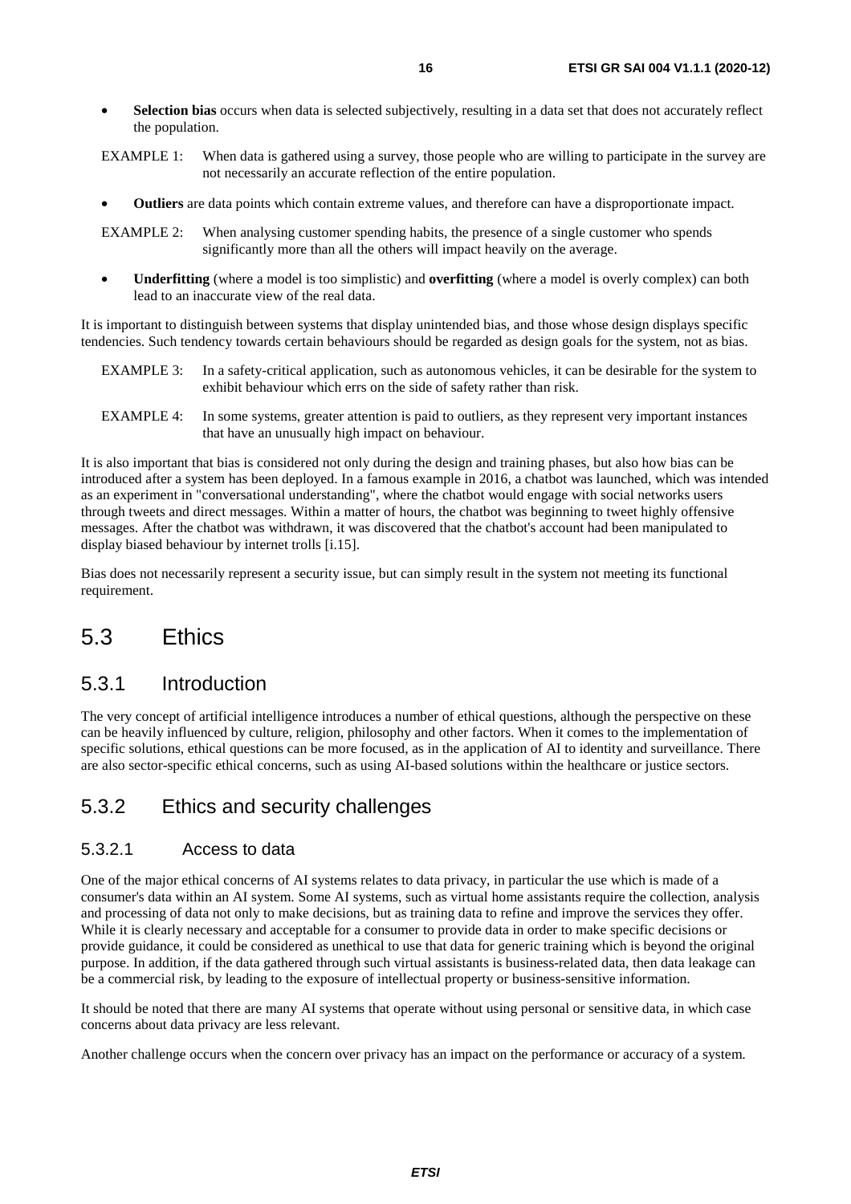- **Selection bias** occurs when data is selected subjectively, resulting in a data set that does not accurately reflect the population.

EXAMPLE 1: When data is gathered using a survey, those people who are willing to participate in the survey are not necessarily an accurate reflection of the entire population.

- **Outliers** are data points which contain extreme values, and therefore can have a disproportionate impact.

EXAMPLE 2: When analysing customer spending habits, the presence of a single customer who spends significantly more than all the others will impact heavily on the average.

- **Underfitting** (where a model is too simplistic) and **overfitting** (where a model is overly complex) can both lead to an inaccurate view of the real data.

It is important to distinguish between systems that display unintended bias, and those whose design displays specific tendencies. Such tendency towards certain behaviours should be regarded as design goals for the system, not as bias.

EXAMPLE 3: In a safety-critical application, such as autonomous vehicles, it can be desirable for the system to exhibit behaviour which errs on the side of safety rather than risk.

EXAMPLE 4: In some systems, greater attention is paid to outliers, as they represent very important instances that have an unusually high impact on behaviour.

It is also important that bias is considered not only during the design and training phases, but also how bias can be introduced after a system has been deployed. In a famous example in 2016, a chatbot was launched, which was intended as an experiment in "conversational understanding", where the chatbot would engage with social networks users through tweets and direct messages. Within a matter of hours, the chatbot was beginning to tweet highly offensive messages. After the chatbot was withdrawn, it was discovered that the chatbot's account had been manipulated to display biased behaviour by internet trolls [i.15].

Bias does not necessarily represent a security issue, but can simply result in the system not meeting its functional requirement.

## 5.3 Ethics

### 5.3.1 Introduction

The very concept of artificial intelligence introduces a number of ethical questions, although the perspective on these can be heavily influenced by culture, religion, philosophy and other factors. When it comes to the implementation of specific solutions, ethical questions can be more focused, as in the application of AI to identity and surveillance. There are also sector-specific ethical concerns, such as using AI-based solutions within the healthcare or justice sectors.

### 5.3.2 Ethics and security challenges

#### 5.3.2.1 Access to data

One of the major ethical concerns of AI systems relates to data privacy, in particular the use which is made of a consumer's data within an AI system. Some AI systems, such as virtual home assistants require the collection, analysis and processing of data not only to make decisions, but as training data to refine and improve the services they offer. While it is clearly necessary and acceptable for a consumer to provide data in order to make specific decisions or provide guidance, it could be considered as unethical to use that data for generic training which is beyond the original purpose. In addition, if the data gathered through such virtual assistants is business-related data, then data leakage can be a commercial risk, by leading to the exposure of intellectual property or business-sensitive information.

It should be noted that there are many AI systems that operate without using personal or sensitive data, in which case concerns about data privacy are less relevant.

Another challenge occurs when the concern over privacy has an impact on the performance or accuracy of a system.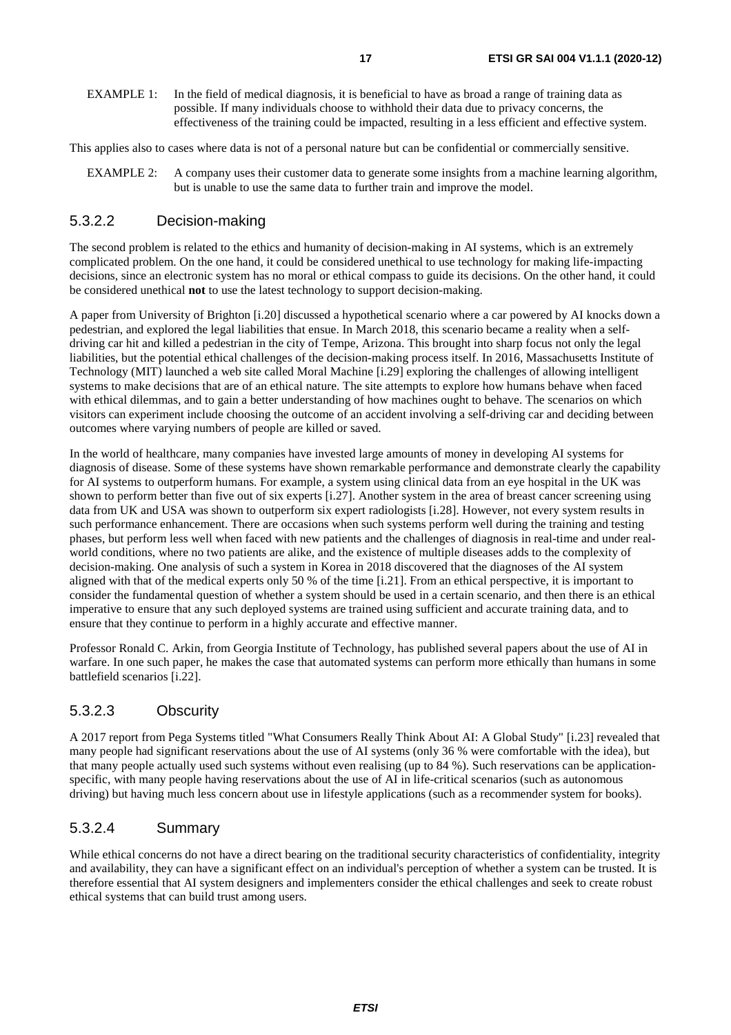EXAMPLE 1: In the field of medical diagnosis, it is beneficial to have as broad a range of training data as possible. If many individuals choose to withhold their data due to privacy concerns, the effectiveness of the training could be impacted, resulting in a less efficient and effective system.

This applies also to cases where data is not of a personal nature but can be confidential or commercially sensitive.

EXAMPLE 2: A company uses their customer data to generate some insights from a machine learning algorithm, but is unable to use the same data to further train and improve the model.

#### 5.3.2.2 Decision-making

The second problem is related to the ethics and humanity of decision-making in AI systems, which is an extremely complicated problem. On the one hand, it could be considered unethical to use technology for making life-impacting decisions, since an electronic system has no moral or ethical compass to guide its decisions. On the other hand, it could be considered unethical **not** to use the latest technology to support decision-making.

A paper from University of Brighton [i.20] discussed a hypothetical scenario where a car powered by AI knocks down a pedestrian, and explored the legal liabilities that ensue. In March 2018, this scenario became a reality when a self-driving car hit and killed a pedestrian in the city of Tempe, Arizona. This brought into sharp focus not only the legal liabilities, but the potential ethical challenges of the decision-making process itself. In 2016, Massachusetts Institute of Technology (MIT) launched a web site called Moral Machine [i.29] exploring the challenges of allowing intelligent systems to make decisions that are of an ethical nature. The site attempts to explore how humans behave when faced with ethical dilemmas, and to gain a better understanding of how machines ought to behave. The scenarios on which visitors can experiment include choosing the outcome of an accident involving a self-driving car and deciding between outcomes where varying numbers of people are killed or saved.

In the world of healthcare, many companies have invested large amounts of money in developing AI systems for diagnosis of disease. Some of these systems have shown remarkable performance and demonstrate clearly the capability for AI systems to outperform humans. For example, a system using clinical data from an eye hospital in the UK was shown to perform better than five out of six experts [i.27]. Another system in the area of breast cancer screening using data from UK and USA was shown to outperform six expert radiologists [i.28]. However, not every system results in such performance enhancement. There are occasions when such systems perform well during the training and testing phases, but perform less well when faced with new patients and the challenges of diagnosis in real-time and under real-world conditions, where no two patients are alike, and the existence of multiple diseases adds to the complexity of decision-making. One analysis of such a system in Korea in 2018 discovered that the diagnoses of the AI system aligned with that of the medical experts only 50 % of the time [i.21]. From an ethical perspective, it is important to consider the fundamental question of whether a system should be used in a certain scenario, and then there is an ethical imperative to ensure that any such deployed systems are trained using sufficient and accurate training data, and to ensure that they continue to perform in a highly accurate and effective manner.

Professor Ronald C. Arkin, from Georgia Institute of Technology, has published several papers about the use of AI in warfare. In one such paper, he makes the case that automated systems can perform more ethically than humans in some battlefield scenarios [i.22].

#### 5.3.2.3 Obscurity

A 2017 report from Pega Systems titled "What Consumers Really Think About AI: A Global Study" [i.23] revealed that many people had significant reservations about the use of AI systems (only 36 % were comfortable with the idea), but that many people actually used such systems without even realising (up to 84 %). Such reservations can be application-specific, with many people having reservations about the use of AI in life-critical scenarios (such as autonomous driving) but having much less concern about use in lifestyle applications (such as a recommender system for books).

#### 5.3.2.4 Summary

While ethical concerns do not have a direct bearing on the traditional security characteristics of confidentiality, integrity and availability, they can have a significant effect on an individual's perception of whether a system can be trusted. It is therefore essential that AI system designers and implementers consider the ethical challenges and seek to create robust ethical systems that can build trust among users.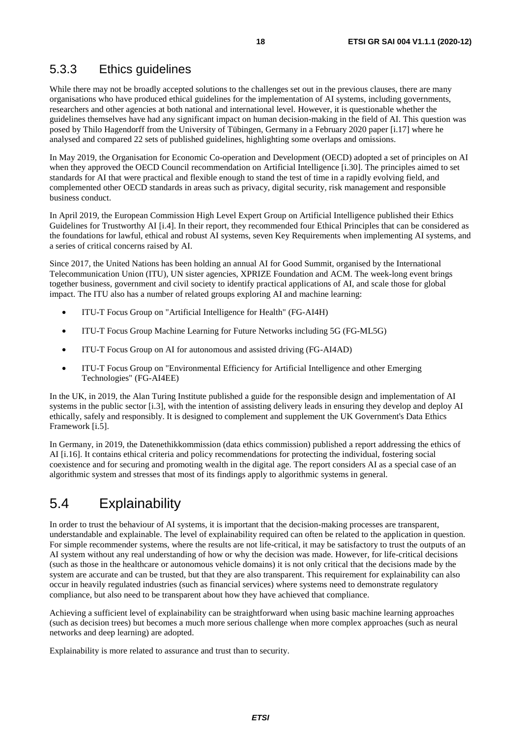### 5.3.3 Ethics guidelines

While there may not be broadly accepted solutions to the challenges set out in the previous clauses, there are many organisations who have produced ethical guidelines for the implementation of AI systems, including governments, researchers and other agencies at both national and international level. However, it is questionable whether the guidelines themselves have had any significant impact on human decision-making in the field of AI. This question was posed by Thilo Hagendorff from the University of Tübingen, Germany in a February 2020 paper [i.17] where he analysed and compared 22 sets of published guidelines, highlighting some overlaps and omissions.

In May 2019, the Organisation for Economic Co-operation and Development (OECD) adopted a set of principles on AI when they approved the OECD Council recommendation on Artificial Intelligence [i.30]. The principles aimed to set standards for AI that were practical and flexible enough to stand the test of time in a rapidly evolving field, and complemented other OECD standards in areas such as privacy, digital security, risk management and responsible business conduct.

In April 2019, the European Commission High Level Expert Group on Artificial Intelligence published their Ethics Guidelines for Trustworthy AI [i.4]. In their report, they recommended four Ethical Principles that can be considered as the foundations for lawful, ethical and robust AI systems, seven Key Requirements when implementing AI systems, and a series of critical concerns raised by AI.

Since 2017, the United Nations has been holding an annual AI for Good Summit, organised by the International Telecommunication Union (ITU), UN sister agencies, XPRIZE Foundation and ACM. The week-long event brings together business, government and civil society to identify practical applications of AI, and scale those for global impact. The ITU also has a number of related groups exploring AI and machine learning:

- ITU-T Focus Group on "Artificial Intelligence for Health" (FG-AI4H)
- ITU-T Focus Group Machine Learning for Future Networks including 5G (FG-ML5G)
- ITU-T Focus Group on AI for autonomous and assisted driving (FG-AI4AD)
- ITU-T Focus Group on "Environmental Efficiency for Artificial Intelligence and other Emerging Technologies" (FG-AI4EE)

In the UK, in 2019, the Alan Turing Institute published a guide for the responsible design and implementation of AI systems in the public sector [i.3], with the intention of assisting delivery leads in ensuring they develop and deploy AI ethically, safely and responsibly. It is designed to complement and supplement the UK Government's Data Ethics Framework [i.5].

In Germany, in 2019, the Datenethikkommission (data ethics commission) published a report addressing the ethics of AI [i.16]. It contains ethical criteria and policy recommendations for protecting the individual, fostering social coexistence and for securing and promoting wealth in the digital age. The report considers AI as a special case of an algorithmic system and stresses that most of its findings apply to algorithmic systems in general.

## 5.4 Explainability

In order to trust the behaviour of AI systems, it is important that the decision-making processes are transparent, understandable and explainable. The level of explainability required can often be related to the application in question. For simple recommender systems, where the results are not life-critical, it may be satisfactory to trust the outputs of an AI system without any real understanding of how or why the decision was made. However, for life-critical decisions (such as those in the healthcare or autonomous vehicle domains) it is not only critical that the decisions made by the system are accurate and can be trusted, but that they are also transparent. This requirement for explainability can also occur in heavily regulated industries (such as financial services) where systems need to demonstrate regulatory compliance, but also need to be transparent about how they have achieved that compliance.

Achieving a sufficient level of explainability can be straightforward when using basic machine learning approaches (such as decision trees) but becomes a much more serious challenge when more complex approaches (such as neural networks and deep learning) are adopted.

Explainability is more related to assurance and trust than to security.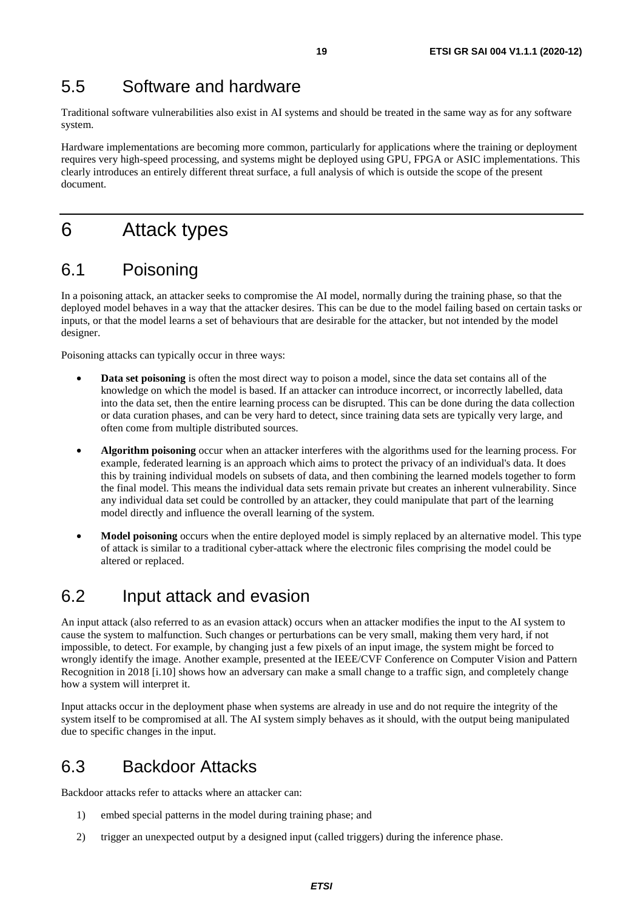## 5.5 Software and hardware

Traditional software vulnerabilities also exist in AI systems and should be treated in the same way as for any software system.

Hardware implementations are becoming more common, particularly for applications where the training or deployment requires very high-speed processing, and systems might be deployed using GPU, FPGA or ASIC implementations. This clearly introduces an entirely different threat surface, a full analysis of which is outside the scope of the present document.

# 6 Attack types

## 6.1 Poisoning

In a poisoning attack, an attacker seeks to compromise the AI model, normally during the training phase, so that the deployed model behaves in a way that the attacker desires. This can be due to the model failing based on certain tasks or inputs, or that the model learns a set of behaviours that are desirable for the attacker, but not intended by the model designer.

Poisoning attacks can typically occur in three ways:

- **Data set poisoning** is often the most direct way to poison a model, since the data set contains all of the knowledge on which the model is based. If an attacker can introduce incorrect, or incorrectly labelled, data into the data set, then the entire learning process can be disrupted. This can be done during the data collection or data curation phases, and can be very hard to detect, since training data sets are typically very large, and often come from multiple distributed sources.
- **Algorithm poisoning** occur when an attacker interferes with the algorithms used for the learning process. For example, federated learning is an approach which aims to protect the privacy of an individual's data. It does this by training individual models on subsets of data, and then combining the learned models together to form the final model. This means the individual data sets remain private but creates an inherent vulnerability. Since any individual data set could be controlled by an attacker, they could manipulate that part of the learning model directly and influence the overall learning of the system.
- **Model poisoning** occurs when the entire deployed model is simply replaced by an alternative model. This type of attack is similar to a traditional cyber-attack where the electronic files comprising the model could be altered or replaced.

## 6.2 Input attack and evasion

An input attack (also referred to as an evasion attack) occurs when an attacker modifies the input to the AI system to cause the system to malfunction. Such changes or perturbations can be very small, making them very hard, if not impossible, to detect. For example, by changing just a few pixels of an input image, the system might be forced to wrongly identify the image. Another example, presented at the IEEE/CVF Conference on Computer Vision and Pattern Recognition in 2018 [i.10] shows how an adversary can make a small change to a traffic sign, and completely change how a system will interpret it.

Input attacks occur in the deployment phase when systems are already in use and do not require the integrity of the system itself to be compromised at all. The AI system simply behaves as it should, with the output being manipulated due to specific changes in the input.

## 6.3 Backdoor Attacks

Backdoor attacks refer to attacks where an attacker can:

1) embed special patterns in the model during training phase; and
2) trigger an unexpected output by a designed input (called triggers) during the inference phase.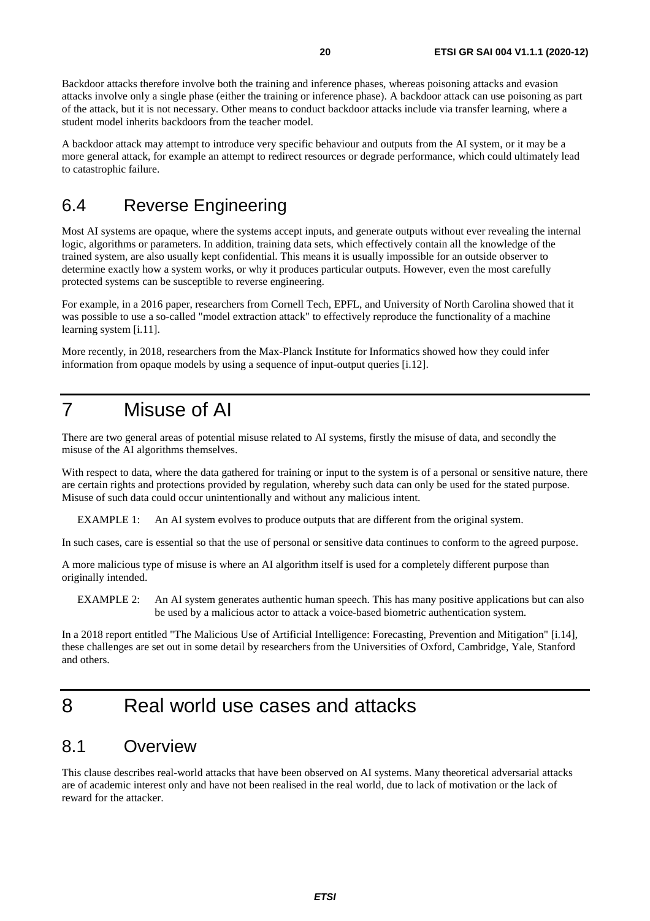Backdoor attacks therefore involve both the training and inference phases, whereas poisoning attacks and evasion attacks involve only a single phase (either the training or inference phase). A backdoor attack can use poisoning as part of the attack, but it is not necessary. Other means to conduct backdoor attacks include via transfer learning, where a student model inherits backdoors from the teacher model.

A backdoor attack may attempt to introduce very specific behaviour and outputs from the AI system, or it may be a more general attack, for example an attempt to redirect resources or degrade performance, which could ultimately lead to catastrophic failure.

## 6.4 Reverse Engineering

Most AI systems are opaque, where the systems accept inputs, and generate outputs without ever revealing the internal logic, algorithms or parameters. In addition, training data sets, which effectively contain all the knowledge of the trained system, are also usually kept confidential. This means it is usually impossible for an outside observer to determine exactly how a system works, or why it produces particular outputs. However, even the most carefully protected systems can be susceptible to reverse engineering.

For example, in a 2016 paper, researchers from Cornell Tech, EPFL, and University of North Carolina showed that it was possible to use a so-called "model extraction attack" to effectively reproduce the functionality of a machine learning system [i.11].

More recently, in 2018, researchers from the Max-Planck Institute for Informatics showed how they could infer information from opaque models by using a sequence of input-output queries [i.12].

# 7 Misuse of AI

There are two general areas of potential misuse related to AI systems, firstly the misuse of data, and secondly the misuse of the AI algorithms themselves.

With respect to data, where the data gathered for training or input to the system is of a personal or sensitive nature, there are certain rights and protections provided by regulation, whereby such data can only be used for the stated purpose. Misuse of such data could occur unintentionally and without any malicious intent.

EXAMPLE 1: An AI system evolves to produce outputs that are different from the original system.

In such cases, care is essential so that the use of personal or sensitive data continues to conform to the agreed purpose.

A more malicious type of misuse is where an AI algorithm itself is used for a completely different purpose than originally intended.

EXAMPLE 2: An AI system generates authentic human speech. This has many positive applications but can also be used by a malicious actor to attack a voice-based biometric authentication system.

In a 2018 report entitled "The Malicious Use of Artificial Intelligence: Forecasting, Prevention and Mitigation" [i.14], these challenges are set out in some detail by researchers from the Universities of Oxford, Cambridge, Yale, Stanford and others.

# 8 Real world use cases and attacks

## 8.1 Overview

This clause describes real-world attacks that have been observed on AI systems. Many theoretical adversarial attacks are of academic interest only and have not been realised in the real world, due to lack of motivation or the lack of reward for the attacker.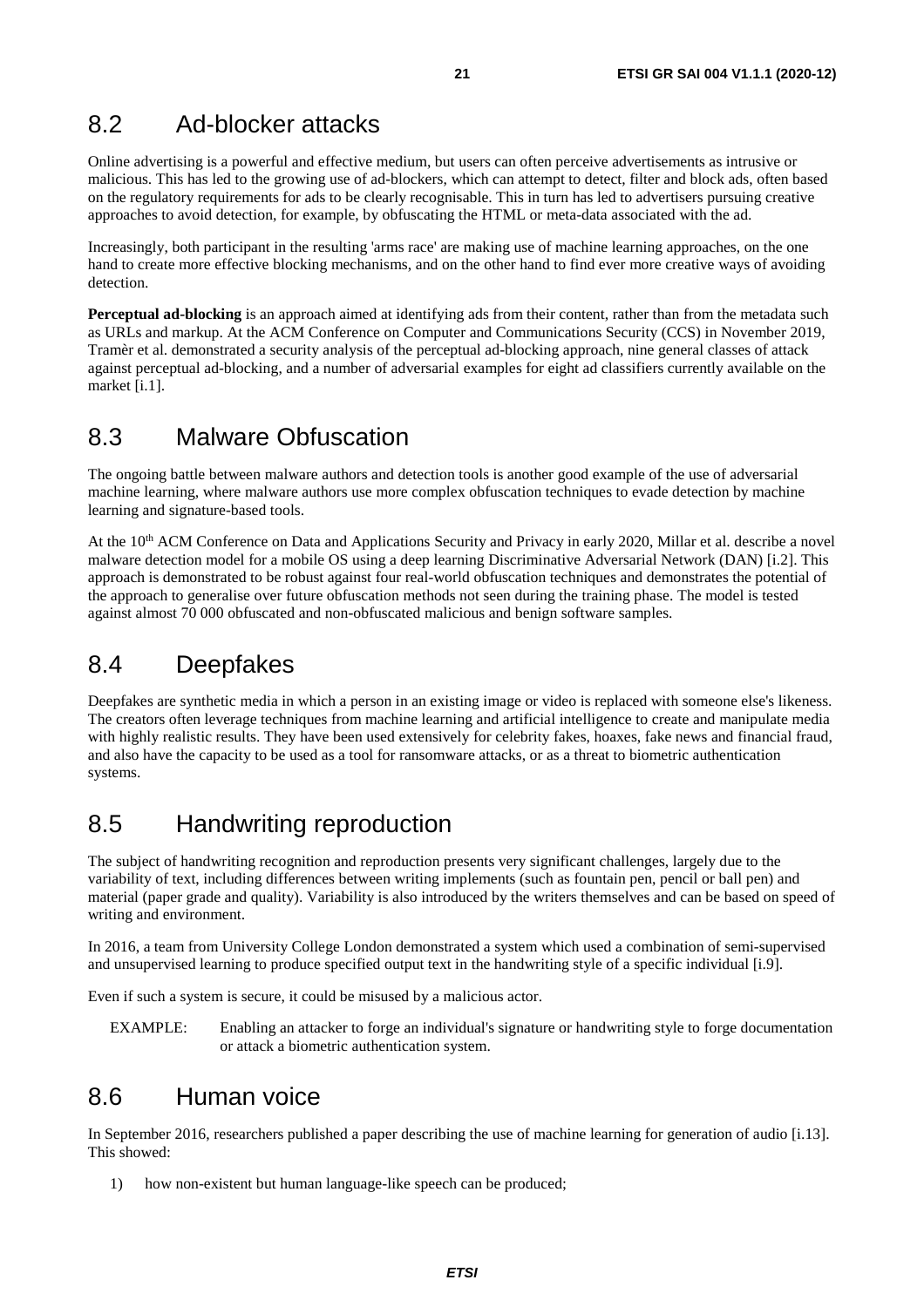## 8.2 Ad-blocker attacks

Online advertising is a powerful and effective medium, but users can often perceive advertisements as intrusive or malicious. This has led to the growing use of ad-blockers, which can attempt to detect, filter and block ads, often based on the regulatory requirements for ads to be clearly recognisable. This in turn has led to advertisers pursuing creative approaches to avoid detection, for example, by obfuscating the HTML or meta-data associated with the ad.

Increasingly, both participant in the resulting 'arms race' are making use of machine learning approaches, on the one hand to create more effective blocking mechanisms, and on the other hand to find ever more creative ways of avoiding detection.

**Perceptual ad-blocking** is an approach aimed at identifying ads from their content, rather than from the metadata such as URLs and markup. At the ACM Conference on Computer and Communications Security (CCS) in November 2019, Tramèr et al. demonstrated a security analysis of the perceptual ad-blocking approach, nine general classes of attack against perceptual ad-blocking, and a number of adversarial examples for eight ad classifiers currently available on the market [i.1].

## 8.3 Malware Obfuscation

The ongoing battle between malware authors and detection tools is another good example of the use of adversarial machine learning, where malware authors use more complex obfuscation techniques to evade detection by machine learning and signature-based tools.

At the 10th ACM Conference on Data and Applications Security and Privacy in early 2020, Millar et al. describe a novel malware detection model for a mobile OS using a deep learning Discriminative Adversarial Network (DAN) [i.2]. This approach is demonstrated to be robust against four real-world obfuscation techniques and demonstrates the potential of the approach to generalise over future obfuscation methods not seen during the training phase. The model is tested against almost 70 000 obfuscated and non-obfuscated malicious and benign software samples.

## 8.4 Deepfakes

Deepfakes are synthetic media in which a person in an existing image or video is replaced with someone else's likeness. The creators often leverage techniques from machine learning and artificial intelligence to create and manipulate media with highly realistic results. They have been used extensively for celebrity fakes, hoaxes, fake news and financial fraud, and also have the capacity to be used as a tool for ransomware attacks, or as a threat to biometric authentication systems.

## 8.5 Handwriting reproduction

The subject of handwriting recognition and reproduction presents very significant challenges, largely due to the variability of text, including differences between writing implements (such as fountain pen, pencil or ball pen) and material (paper grade and quality). Variability is also introduced by the writers themselves and can be based on speed of writing and environment.

In 2016, a team from University College London demonstrated a system which used a combination of semi-supervised and unsupervised learning to produce specified output text in the handwriting style of a specific individual [i.9].

Even if such a system is secure, it could be misused by a malicious actor.

EXAMPLE: Enabling an attacker to forge an individual's signature or handwriting style to forge documentation or attack a biometric authentication system.

## 8.6 Human voice

In September 2016, researchers published a paper describing the use of machine learning for generation of audio [i.13]. This showed:

1) how non-existent but human language-like speech can be produced;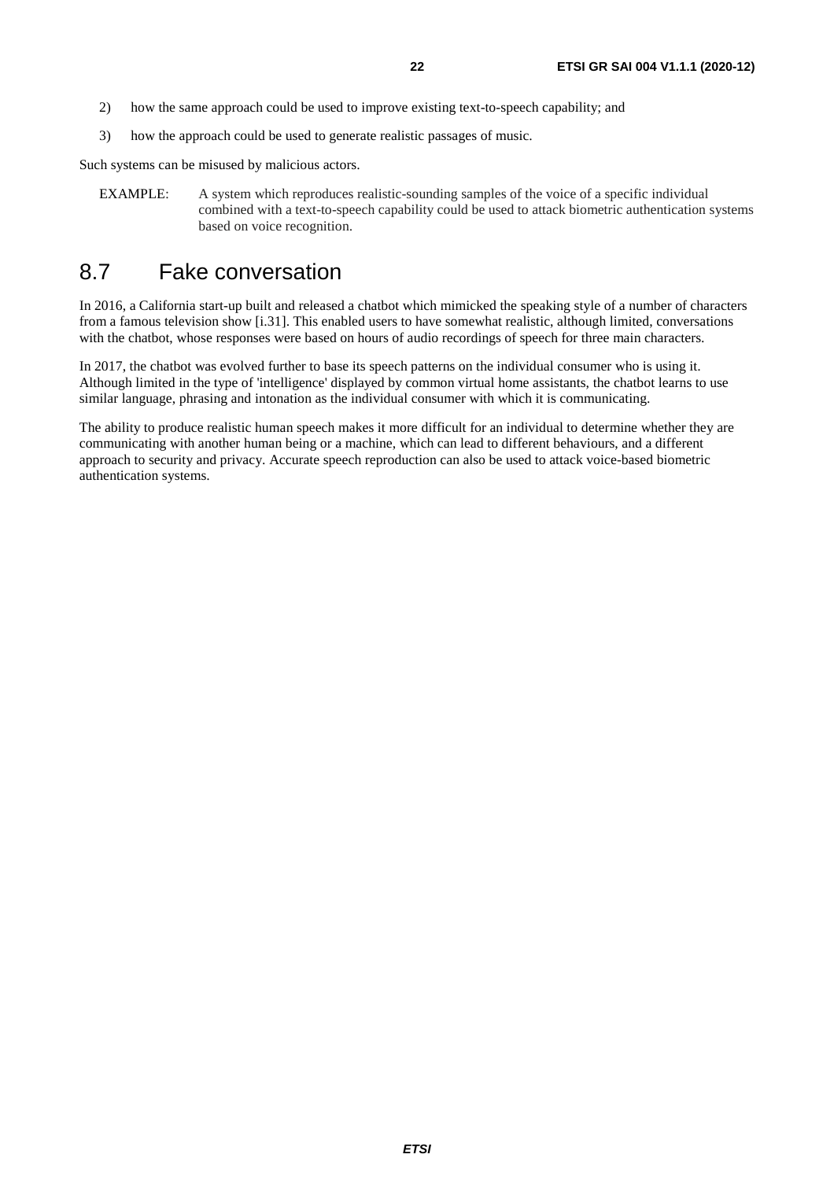2) how the same approach could be used to improve existing text-to-speech capability; and

3) how the approach could be used to generate realistic passages of music.

Such systems can be misused by malicious actors.

EXAMPLE: A system which reproduces realistic-sounding samples of the voice of a specific individual combined with a text-to-speech capability could be used to attack biometric authentication systems based on voice recognition.

## 8.7 Fake conversation

In 2016, a California start-up built and released a chatbot which mimicked the speaking style of a number of characters from a famous television show [i.31]. This enabled users to have somewhat realistic, although limited, conversations with the chatbot, whose responses were based on hours of audio recordings of speech for three main characters.

In 2017, the chatbot was evolved further to base its speech patterns on the individual consumer who is using it. Although limited in the type of 'intelligence' displayed by common virtual home assistants, the chatbot learns to use similar language, phrasing and intonation as the individual consumer with which it is communicating.

The ability to produce realistic human speech makes it more difficult for an individual to determine whether they are communicating with another human being or a machine, which can lead to different behaviours, and a different approach to security and privacy. Accurate speech reproduction can also be used to attack voice-based biometric authentication systems.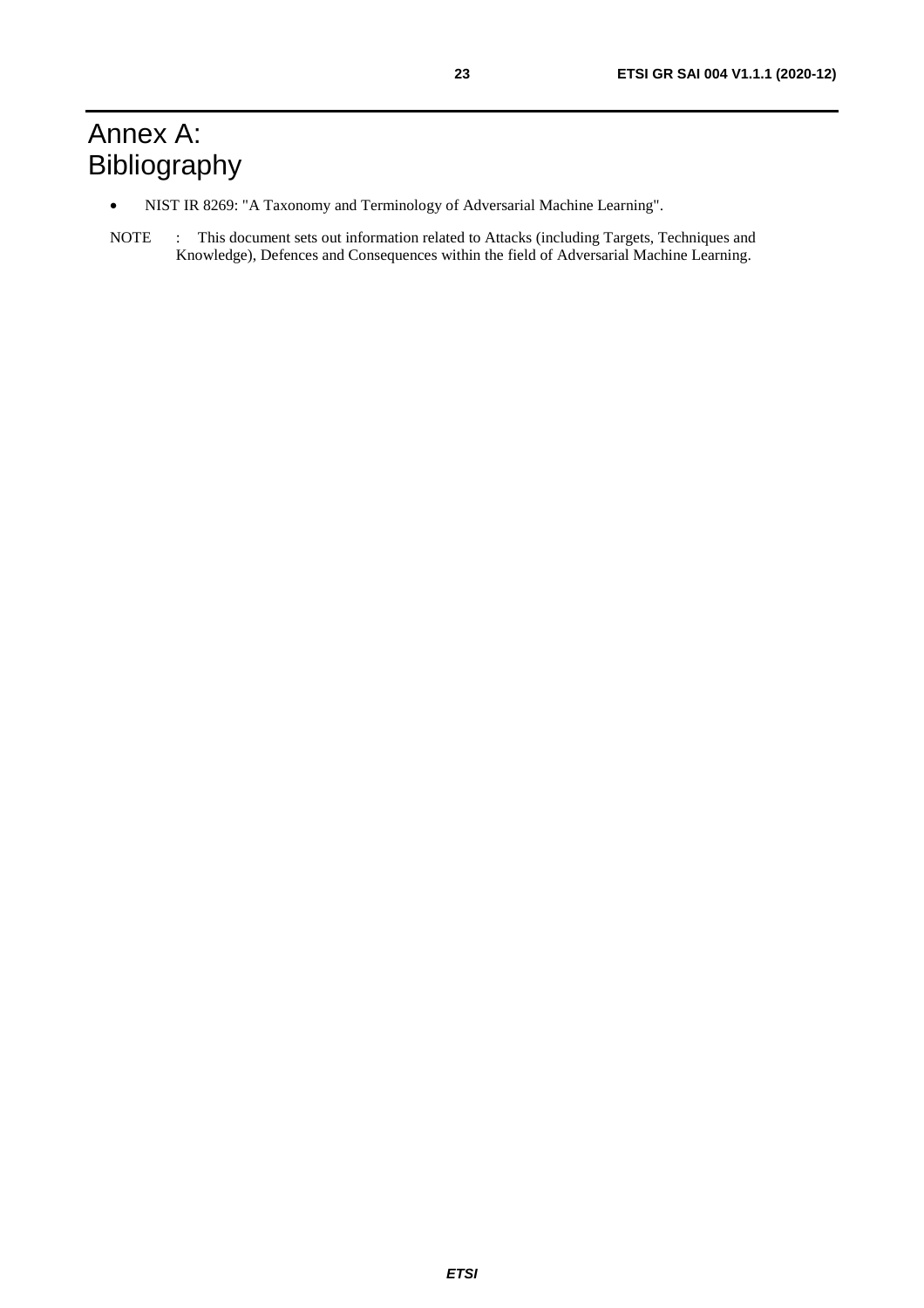# Annex A: Bibliography

- NIST IR 8269: "A Taxonomy and Terminology of Adversarial Machine Learning".

NOTE : This document sets out information related to Attacks (including Targets, Techniques and Knowledge), Defences and Consequences within the field of Adversarial Machine Learning.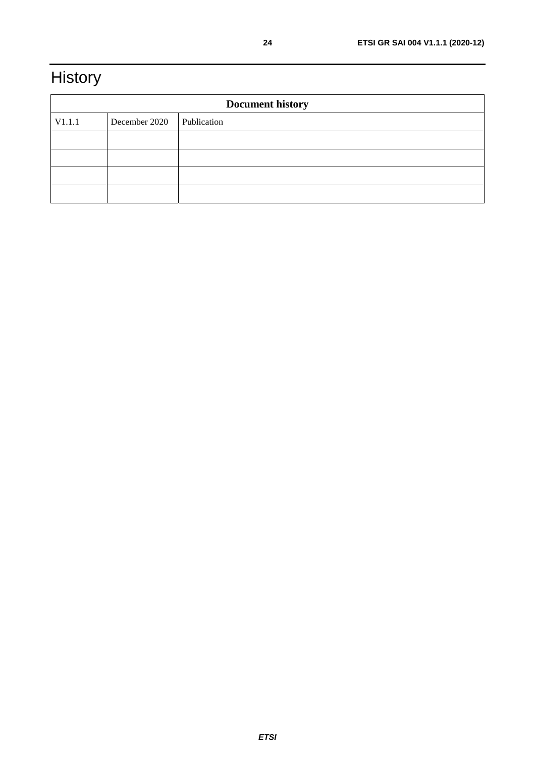# History

| Document history | | |
|---|---|---|
| V1.1.1 | December 2020 | Publication |
| | | |
| | | |
| | | |
| | | |